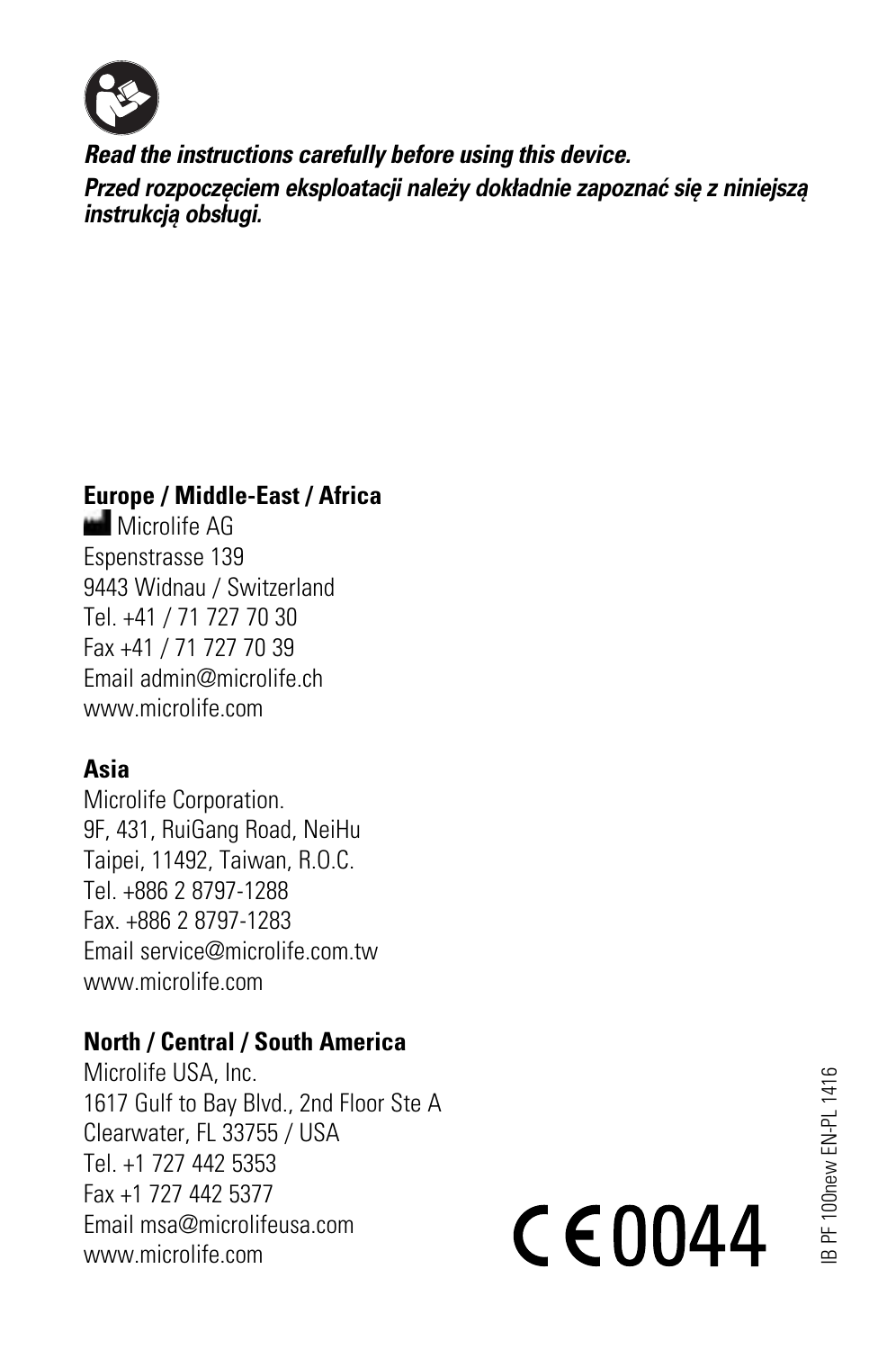***Read the instructions carefully before using this device.***

***Przed rozpoczęciem eksploatacji należy dokładnie zapoznać się z niniejszą instrukcją obsługi.***

**Europe / Middle-East / Africa**

Microlife AG
Espenstrasse 139
9443 Widnau / Switzerland
Tel. +41 / 71 727 70 30
Fax +41 / 71 727 70 39
Email admin@microlife.ch
www.microlife.com

**Asia**

Microlife Corporation.
9F, 431, RuiGang Road, NeiHu
Taipei, 11492, Taiwan, R.O.C.
Tel. +886 2 8797-1288
Fax. +886 2 8797-1283
Email service@microlife.com.tw
www.microlife.com

**North / Central / South America**

Microlife USA, Inc.
1617 Gulf to Bay Blvd., 2nd Floor Ste A
Clearwater, FL 33755 / USA
Tel. +1 727 442 5353
Fax +1 727 442 5377
Email msa@microlifeusa.com
www.microlife.com

CE 0044

IB PF 100new EN-PL 1416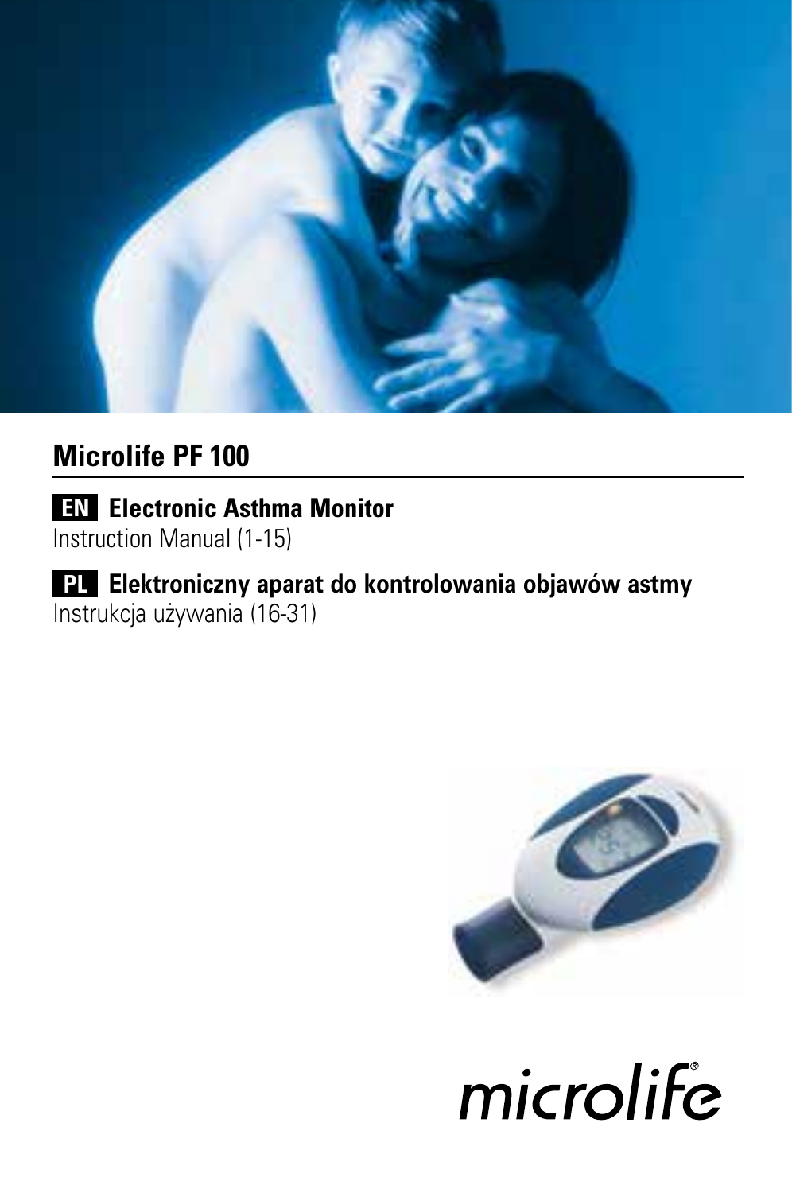# Microlife PF 100

**EN** **Electronic Asthma Monitor**
Instruction Manual (1-15)

**PL** **Elektroniczny aparat do kontrolowania objawów astmy**
Instrukcja używania (16-31)

microlife®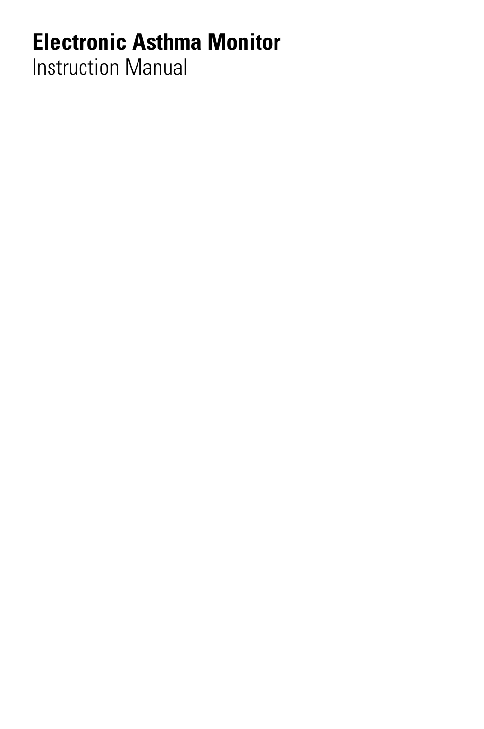# Electronic Asthma Monitor

Instruction Manual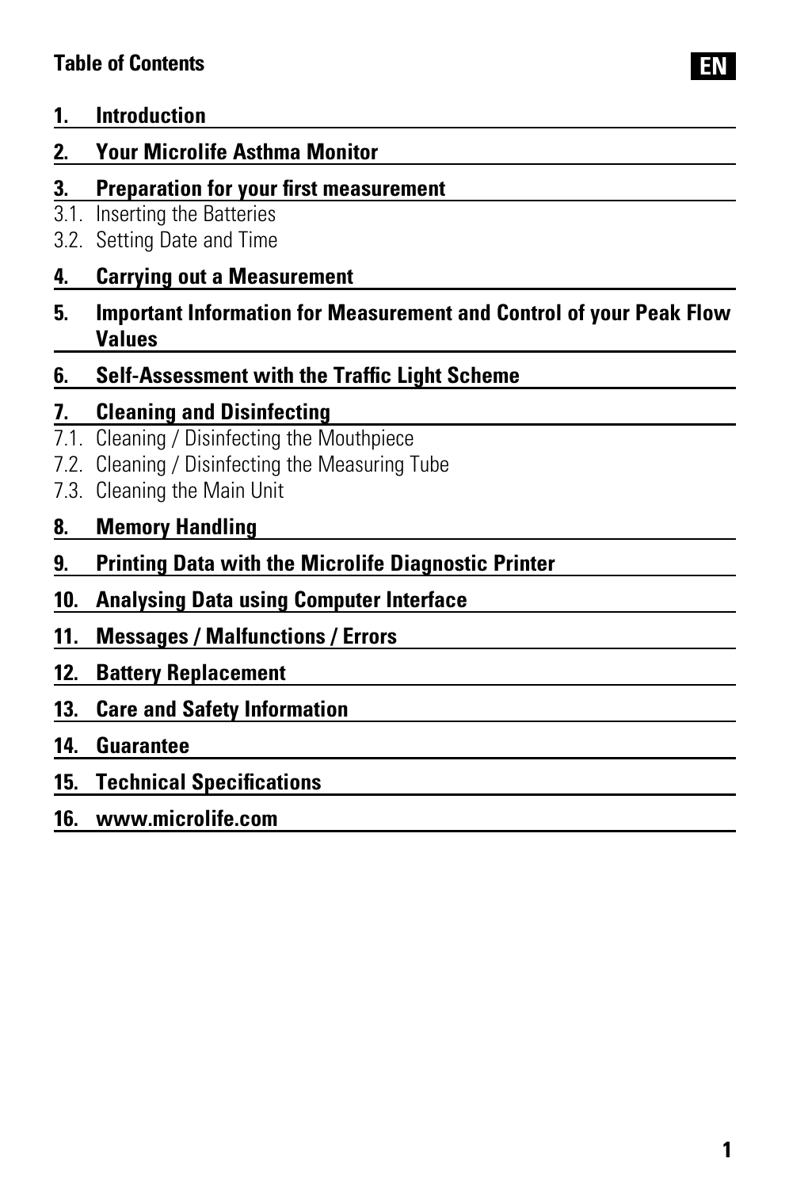## Table of Contents

**EN**

**1. Introduction**

**2. Your Microlife Asthma Monitor**

**3. Preparation for your first measurement**

3.1. Inserting the Batteries

3.2. Setting Date and Time

**4. Carrying out a Measurement**

**5. Important Information for Measurement and Control of your Peak Flow Values**

**6. Self-Assessment with the Traffic Light Scheme**

**7. Cleaning and Disinfecting**

7.1. Cleaning / Disinfecting the Mouthpiece

7.2. Cleaning / Disinfecting the Measuring Tube

7.3. Cleaning the Main Unit

**8. Memory Handling**

**9. Printing Data with the Microlife Diagnostic Printer**

**10. Analysing Data using Computer Interface**

**11. Messages / Malfunctions / Errors**

**12. Battery Replacement**

**13. Care and Safety Information**

**14. Guarantee**

**15. Technical Specifications**

**16. www.microlife.com**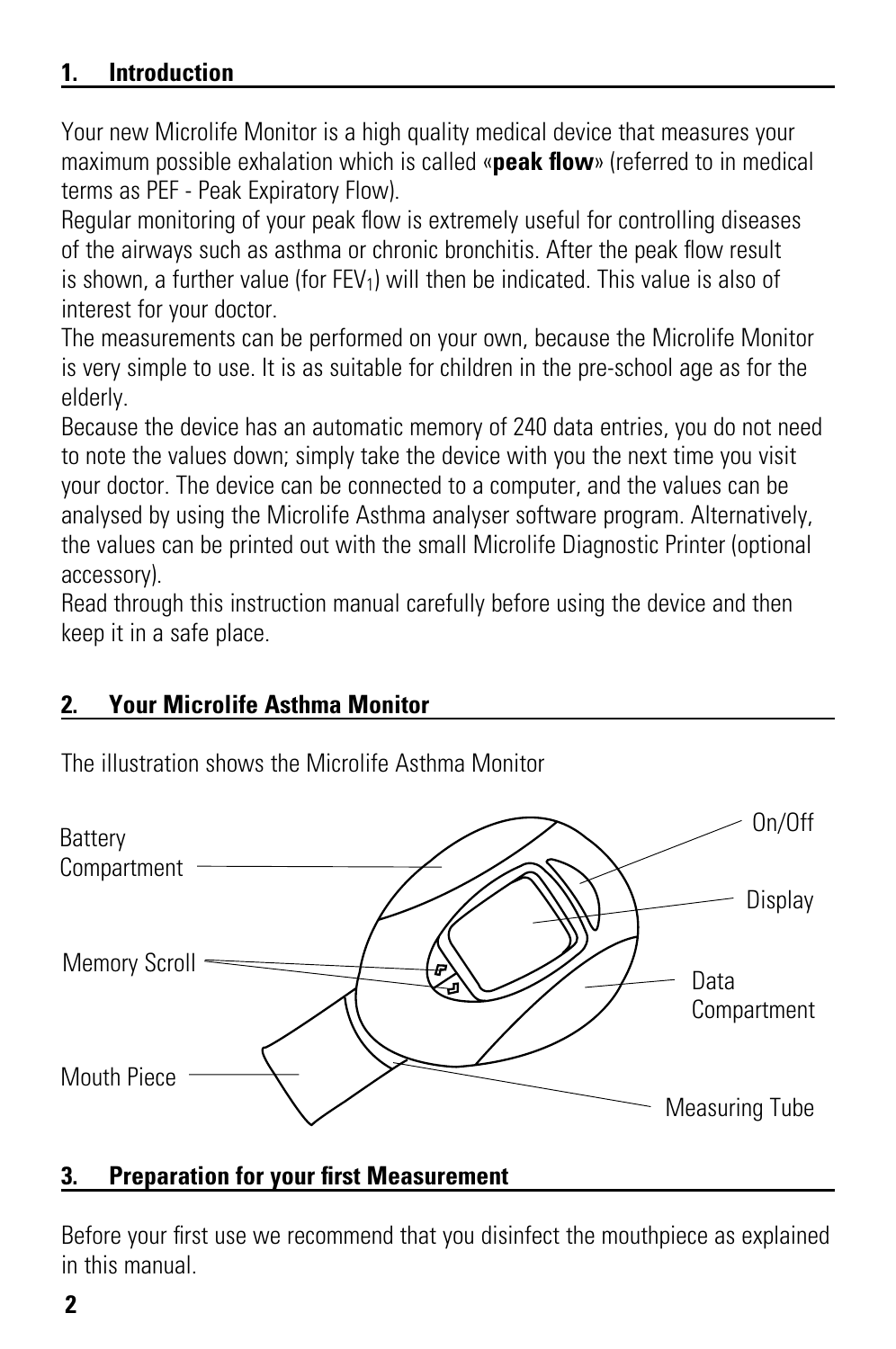## 1. Introduction

Your new Microlife Monitor is a high quality medical device that measures your maximum possible exhalation which is called «**peak flow**» (referred to in medical terms as PEF - Peak Expiratory Flow).

Regular monitoring of your peak flow is extremely useful for controlling diseases of the airways such as asthma or chronic bronchitis. After the peak flow result is shown, a further value (for $FEV_1$) will then be indicated. This value is also of interest for your doctor.

The measurements can be performed on your own, because the Microlife Monitor is very simple to use. It is as suitable for children in the pre-school age as for the elderly.

Because the device has an automatic memory of 240 data entries, you do not need to note the values down; simply take the device with you the next time you visit your doctor. The device can be connected to a computer, and the values can be analysed by using the Microlife Asthma analyser software program. Alternatively, the values can be printed out with the small Microlife Diagnostic Printer (optional accessory).

Read through this instruction manual carefully before using the device and then keep it in a safe place.

## 2. Your Microlife Asthma Monitor

The illustration shows the Microlife Asthma Monitor

Battery Compartment

Memory Scroll

Mouth Piece

On/Off

Display

Data Compartment

Measuring Tube

## 3. Preparation for your first Measurement

Before your first use we recommend that you disinfect the mouthpiece as explained in this manual.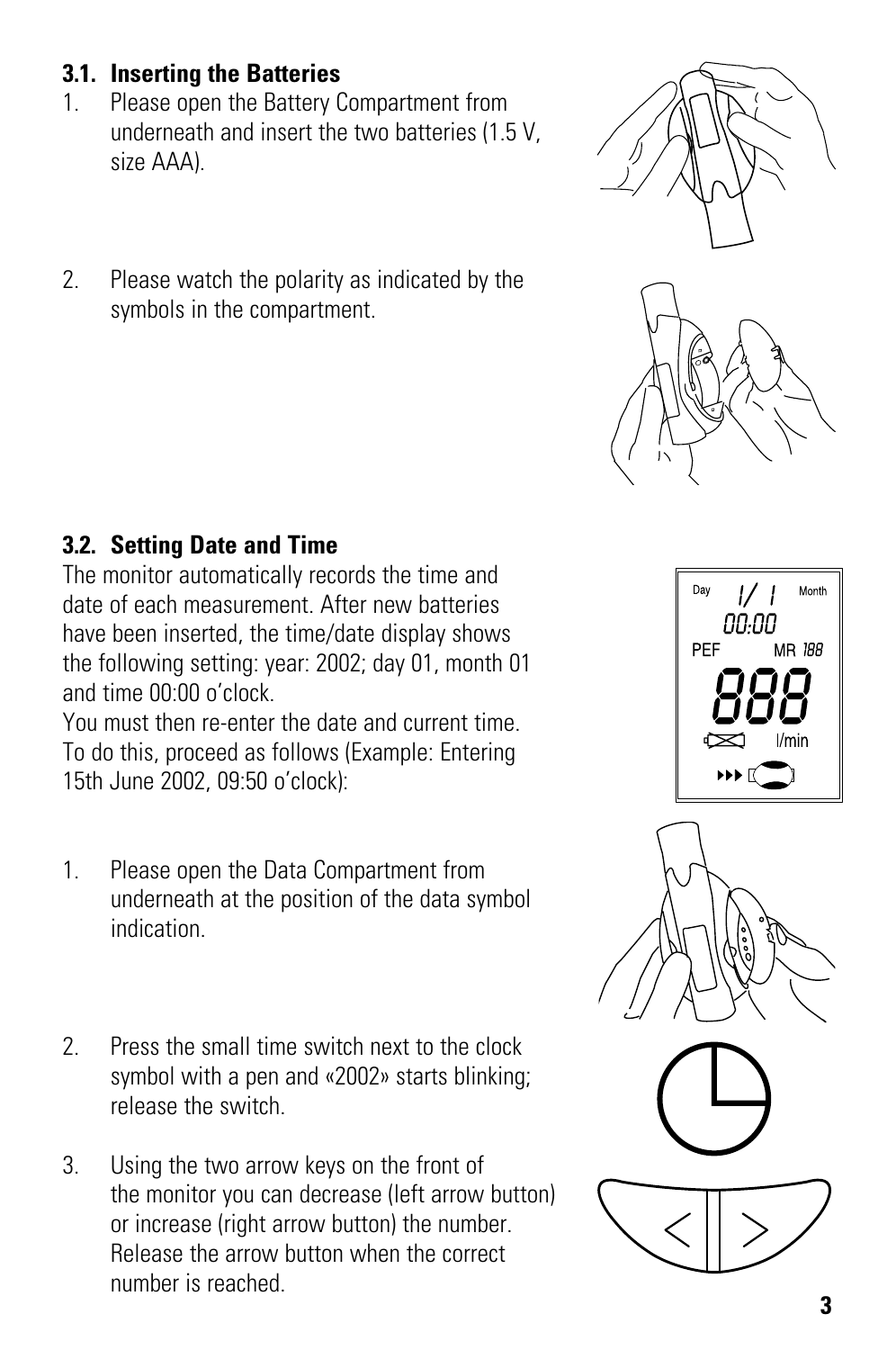### 3.1. Inserting the Batteries

1. Please open the Battery Compartment from underneath and insert the two batteries (1.5 V, size AAA).

2. Please watch the polarity as indicated by the symbols in the compartment.

### 3.2. Setting Date and Time

The monitor automatically records the time and date of each measurement. After new batteries have been inserted, the time/date display shows the following setting: year: 2002; day 01, month 01 and time 00:00 o'clock.
You must then re-enter the date and current time. To do this, proceed as follows (Example: Entering 15th June 2002, 09:50 o'clock):

1. Please open the Data Compartment from underneath at the position of the data symbol indication.

2. Press the small time switch next to the clock symbol with a pen and «2002» starts blinking; release the switch.

3. Using the two arrow keys on the front of the monitor you can decrease (left arrow button) or increase (right arrow button) the number. Release the arrow button when the correct number is reached.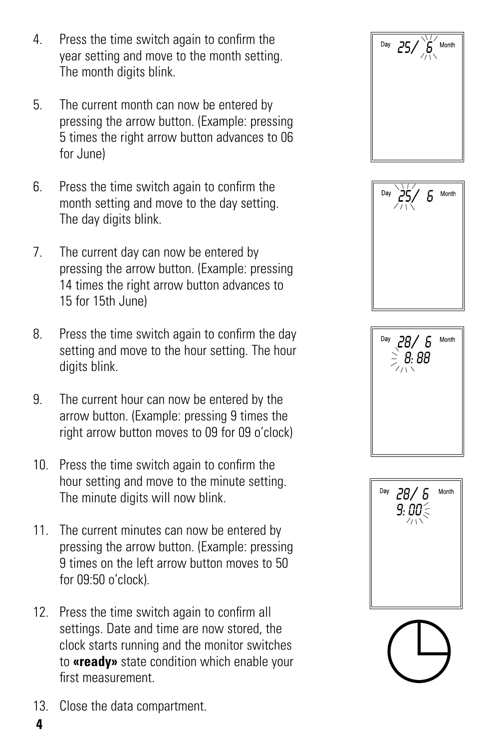4. Press the time switch again to confirm the year setting and move to the month setting. The month digits blink.

5. The current month can now be entered by pressing the arrow button. (Example: pressing 5 times the right arrow button advances to 06 for June)

6. Press the time switch again to confirm the month setting and move to the day setting. The day digits blink.

7. The current day can now be entered by pressing the arrow button. (Example: pressing 14 times the right arrow button advances to 15 for 15th June)

8. Press the time switch again to confirm the day setting and move to the hour setting. The hour digits blink.

9. The current hour can now be entered by the arrow button. (Example: pressing 9 times the right arrow button moves to 09 for 09 o'clock)

10. Press the time switch again to confirm the hour setting and move to the minute setting. The minute digits will now blink.

11. The current minutes can now be entered by pressing the arrow button. (Example: pressing 9 times on the left arrow button moves to 50 for 09:50 o'clock).

12. Press the time switch again to confirm all settings. Date and time are now stored, the clock starts running and the monitor switches to **«ready»** state condition which enable your first measurement.

13. Close the data compartment.

Day 25/ 6 Month

Day 25/ 6 Month

Day 28/ 6 Month
8: 88

Day 28/ 6 Month
9: 00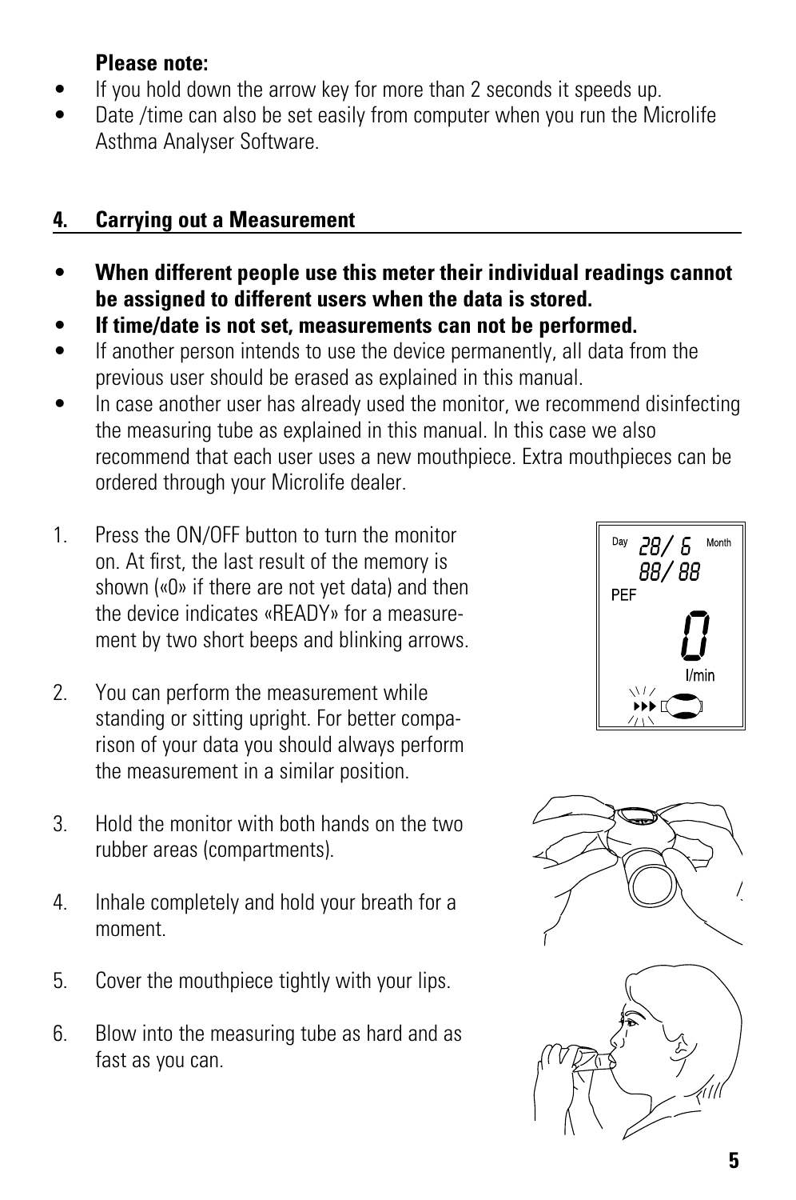**Please note:**

- If you hold down the arrow key for more than 2 seconds it speeds up.
- Date /time can also be set easily from computer when you run the Microlife Asthma Analyser Software.

## 4. Carrying out a Measurement

- **When different people use this meter their individual readings cannot be assigned to different users when the data is stored.**
- **If time/date is not set, measurements can not be performed.**
- If another person intends to use the device permanently, all data from the previous user should be erased as explained in this manual.
- In case another user has already used the monitor, we recommend disinfecting the measuring tube as explained in this manual. In this case we also recommend that each user uses a new mouthpiece. Extra mouthpieces can be ordered through your Microlife dealer.

1. Press the ON/OFF button to turn the monitor on. At first, the last result of the memory is shown («0» if there are not yet data) and then the device indicates «READY» for a measurement by two short beeps and blinking arrows.
2. You can perform the measurement while standing or sitting upright. For better comparison of your data you should always perform the measurement in a similar position.
3. Hold the monitor with both hands on the two rubber areas (compartments).
4. Inhale completely and hold your breath for a moment.
5. Cover the mouthpiece tightly with your lips.
6. Blow into the measuring tube as hard and as fast as you can.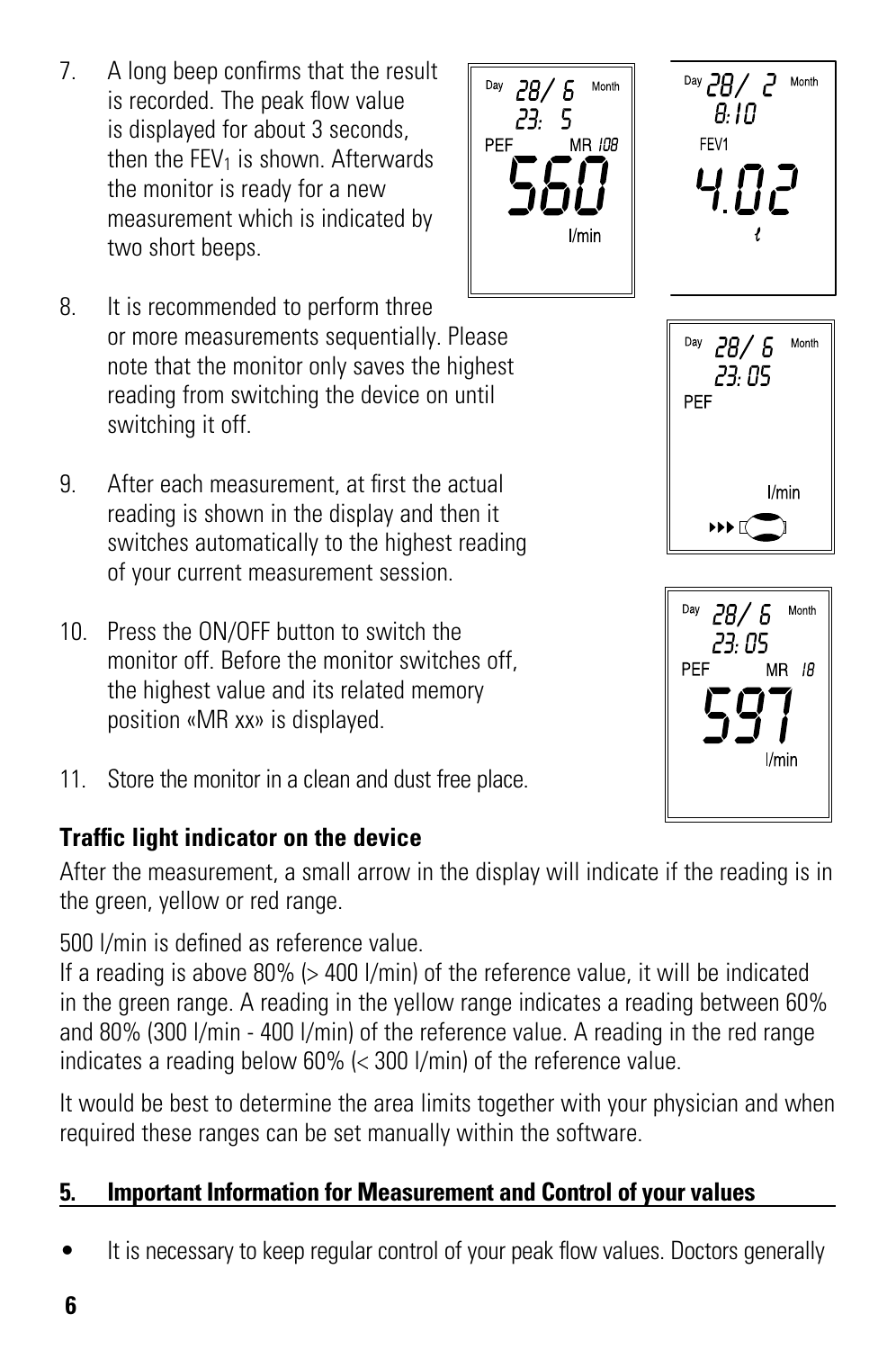7. A long beep confirms that the result is recorded. The peak flow value is displayed for about 3 seconds, then the $FEV_1$ is shown. Afterwards the monitor is ready for a new measurement which is indicated by two short beeps.

8. It is recommended to perform three or more measurements sequentially. Please note that the monitor only saves the highest reading from switching the device on until switching it off.

9. After each measurement, at first the actual reading is shown in the display and then it switches automatically to the highest reading of your current measurement session.

10. Press the ON/OFF button to switch the monitor off. Before the monitor switches off, the highest value and its related memory position «MR xx» is displayed.

11. Store the monitor in a clean and dust free place.

**Traffic light indicator on the device**

After the measurement, a small arrow in the display will indicate if the reading is in the green, yellow or red range.

500 l/min is defined as reference value.
If a reading is above 80% (> 400 l/min) of the reference value, it will be indicated in the green range. A reading in the yellow range indicates a reading between 60% and 80% (300 l/min - 400 l/min) of the reference value. A reading in the red range indicates a reading below 60% (< 300 l/min) of the reference value.

It would be best to determine the area limits together with your physician and when required these ranges can be set manually within the software.

## 5. Important Information for Measurement and Control of your values

- It is necessary to keep regular control of your peak flow values. Doctors generally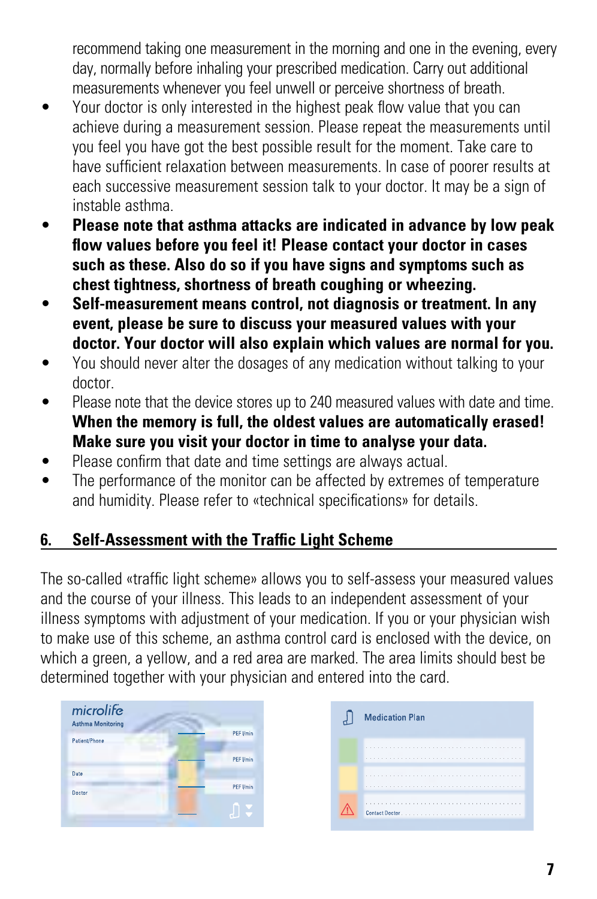recommend taking one measurement in the morning and one in the evening, every day, normally before inhaling your prescribed medication. Carry out additional measurements whenever you feel unwell or perceive shortness of breath.

- Your doctor is only interested in the highest peak flow value that you can achieve during a measurement session. Please repeat the measurements until you feel you have got the best possible result for the moment. Take care to have sufficient relaxation between measurements. In case of poorer results at each successive measurement session talk to your doctor. It may be a sign of instable asthma.
- **Please note that asthma attacks are indicated in advance by low peak flow values before you feel it! Please contact your doctor in cases such as these. Also do so if you have signs and symptoms such as chest tightness, shortness of breath coughing or wheezing.**
- **Self-measurement means control, not diagnosis or treatment. In any event, please be sure to discuss your measured values with your doctor. Your doctor will also explain which values are normal for you.**
- You should never alter the dosages of any medication without talking to your doctor.
- Please note that the device stores up to 240 measured values with date and time. **When the memory is full, the oldest values are automatically erased! Make sure you visit your doctor in time to analyse your data.**
- Please confirm that date and time settings are always actual.
- The performance of the monitor can be affected by extremes of temperature and humidity. Please refer to «technical specifications» for details.

## 6. Self-Assessment with the Traffic Light Scheme

The so-called «traffic light scheme» allows you to self-assess your measured values and the course of your illness. This leads to an independent assessment of your illness symptoms with adjustment of your medication. If you or your physician wish to make use of this scheme, an asthma control card is enclosed with the device, on which a green, a yellow, and a red area are marked. The area limits should best be determined together with your physician and entered into the card.

microlife
Asthma Monitoring
Patient/Phone
Date
Doctor
PEF l/min
PEF l/min
PEF l/min

Medication Plan
Contact Doctor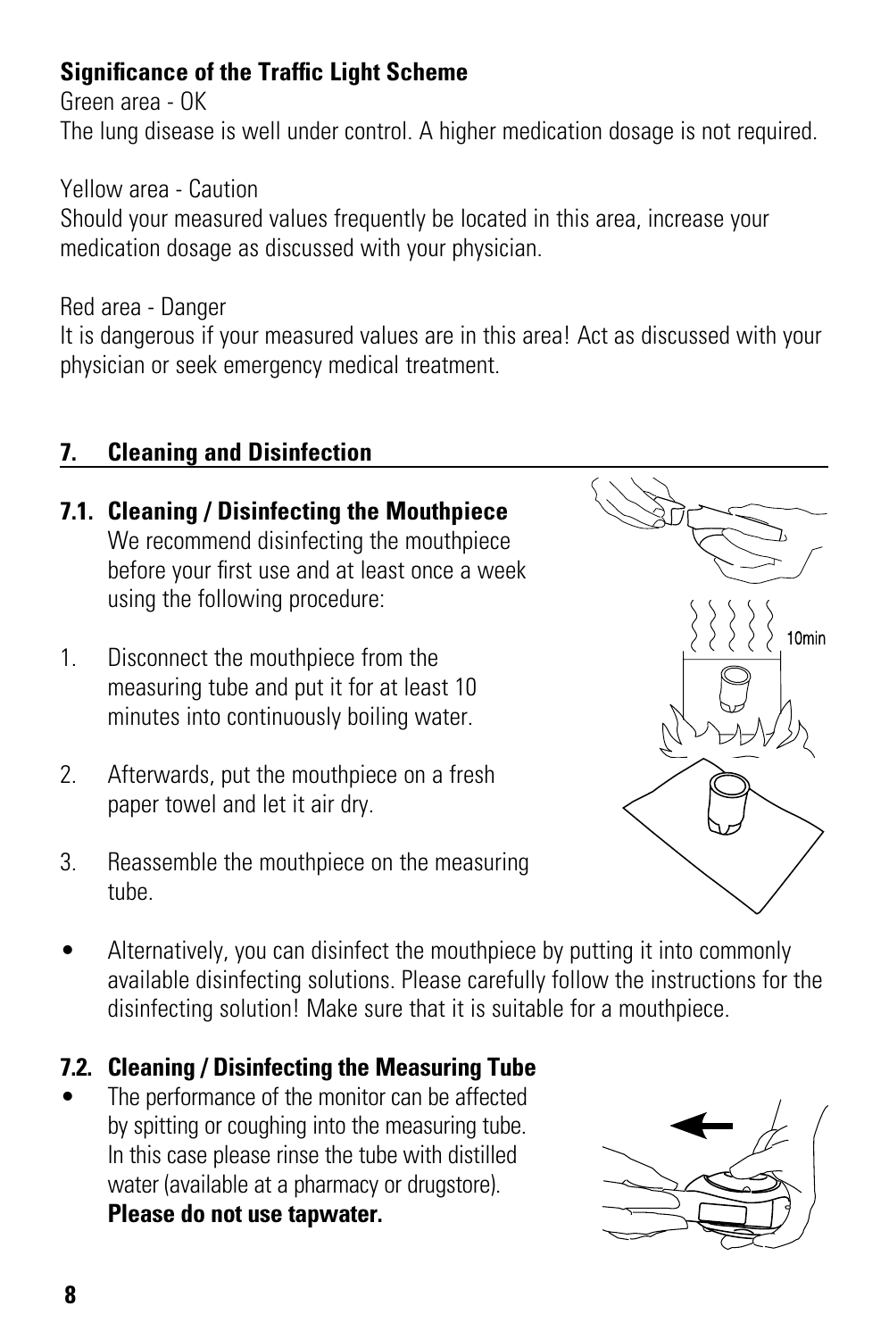**Significance of the Traffic Light Scheme**

Green area - OK

The lung disease is well under control. A higher medication dosage is not required.

Yellow area - Caution

Should your measured values frequently be located in this area, increase your medication dosage as discussed with your physician.

Red area - Danger

It is dangerous if your measured values are in this area! Act as discussed with your physician or seek emergency medical treatment.

## 7. Cleaning and Disinfection

### 7.1. Cleaning / Disinfecting the Mouthpiece

We recommend disinfecting the mouthpiece before your first use and at least once a week using the following procedure:

1. Disconnect the mouthpiece from the measuring tube and put it for at least 10 minutes into continuously boiling water.
2. Afterwards, put the mouthpiece on a fresh paper towel and let it air dry.
3. Reassemble the mouthpiece on the measuring tube.

- Alternatively, you can disinfect the mouthpiece by putting it into commonly available disinfecting solutions. Please carefully follow the instructions for the disinfecting solution! Make sure that it is suitable for a mouthpiece.

### 7.2. Cleaning / Disinfecting the Measuring Tube

- The performance of the monitor can be affected by spitting or coughing into the measuring tube. In this case please rinse the tube with distilled water (available at a pharmacy or drugstore). **Please do not use tapwater.**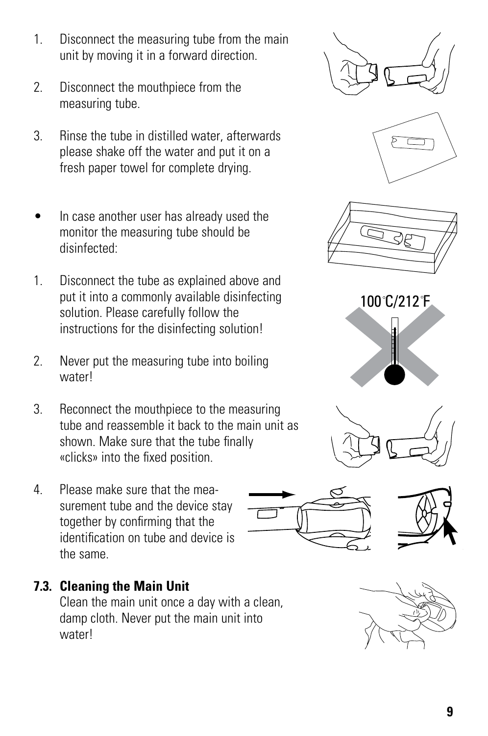1. Disconnect the measuring tube from the main unit by moving it in a forward direction.

2. Disconnect the mouthpiece from the measuring tube.

3. Rinse the tube in distilled water, afterwards please shake off the water and put it on a fresh paper towel for complete drying.

- In case another user has already used the monitor the measuring tube should be disinfected:

1. Disconnect the tube as explained above and put it into a commonly available disinfecting solution. Please carefully follow the instructions for the disinfecting solution!

2. Never put the measuring tube into boiling water!

3. Reconnect the mouthpiece to the measuring tube and reassemble it back to the main unit as shown. Make sure that the tube finally «clicks» into the fixed position.

4. Please make sure that the measurement tube and the device stay together by confirming that the identification on tube and device is the same.

### 7.3. Cleaning the Main Unit

Clean the main unit once a day with a clean, damp cloth. Never put the main unit into water!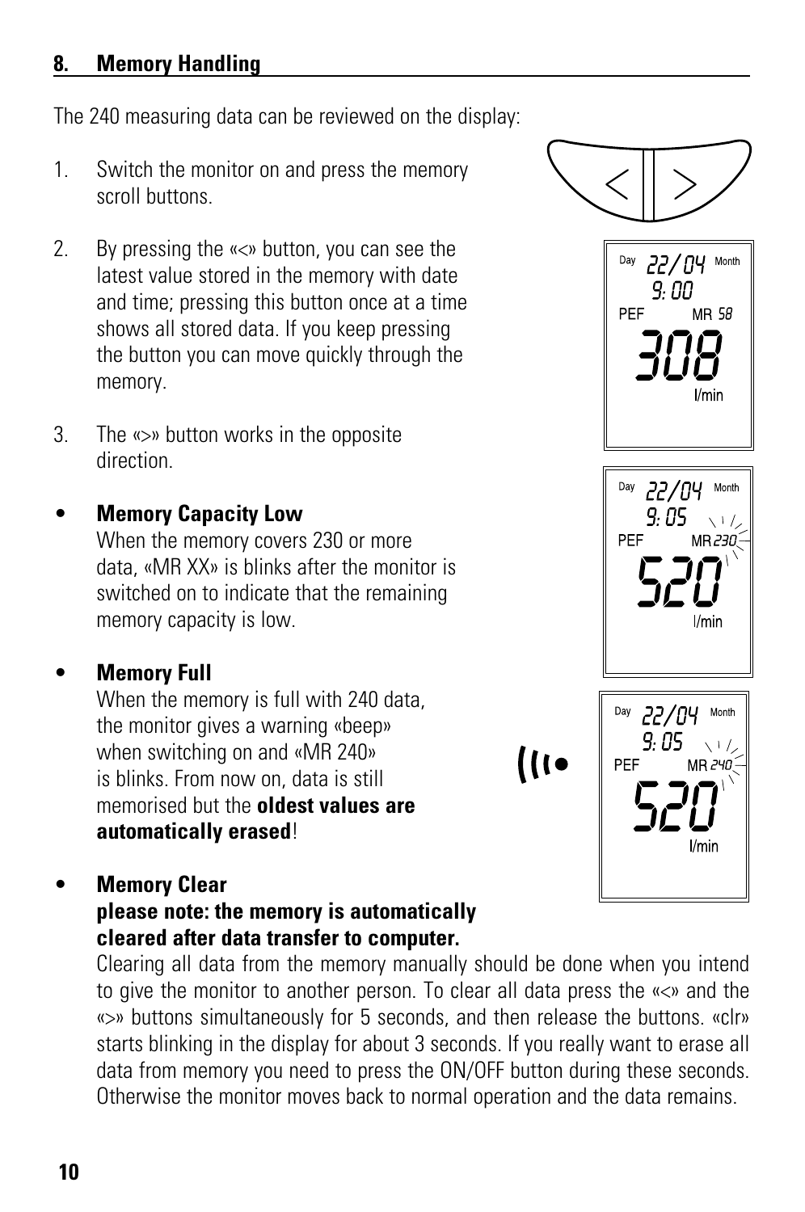## 8. Memory Handling

The 240 measuring data can be reviewed on the display:

1. Switch the monitor on and press the memory scroll buttons.

2. By pressing the «<» button, you can see the latest value stored in the memory with date and time; pressing this button once at a time shows all stored data. If you keep pressing the button you can move quickly through the memory.

3. The «>» button works in the opposite direction.

- **Memory Capacity Low**
  When the memory covers 230 or more data, «MR XX» is blinks after the monitor is switched on to indicate that the remaining memory capacity is low.

- **Memory Full**
  When the memory is full with 240 data, the monitor gives a warning «beep» when switching on and «MR 240» is blinks. From now on, data is still memorised but the **oldest values are automatically erased**!

- **Memory Clear**
  **please note: the memory is automatically cleared after data transfer to computer.**
  Clearing all data from the memory manually should be done when you intend to give the monitor to another person. To clear all data press the «<» and the «>» buttons simultaneously for 5 seconds, and then release the buttons. «clr» starts blinking in the display for about 3 seconds. If you really want to erase all data from memory you need to press the ON/OFF button during these seconds. Otherwise the monitor moves back to normal operation and the data remains.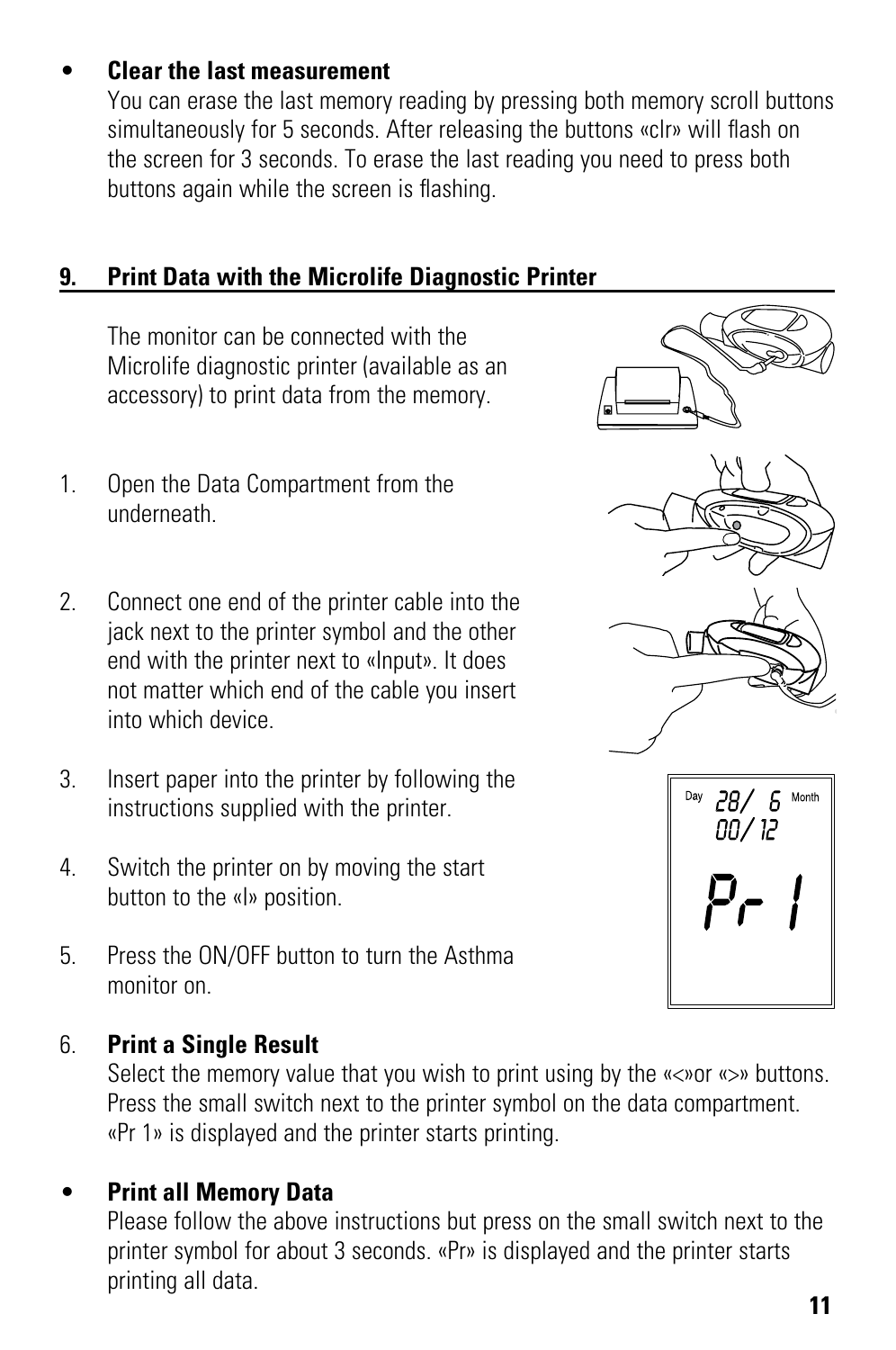- **Clear the last measurement**
  You can erase the last memory reading by pressing both memory scroll buttons simultaneously for 5 seconds. After releasing the buttons «clr» will flash on the screen for 3 seconds. To erase the last reading you need to press both buttons again while the screen is flashing.

## 9. Print Data with the Microlife Diagnostic Printer

The monitor can be connected with the Microlife diagnostic printer (available as an accessory) to print data from the memory.

1. Open the Data Compartment from the underneath.

2. Connect one end of the printer cable into the jack next to the printer symbol and the other end with the printer next to «Input». It does not matter which end of the cable you insert into which device.

3. Insert paper into the printer by following the instructions supplied with the printer.

4. Switch the printer on by moving the start button to the «I» position.

5. Press the ON/OFF button to turn the Asthma monitor on.

6. **Print a Single Result**
   Select the memory value that you wish to print using by the «<»or «>» buttons. Press the small switch next to the printer symbol on the data compartment. «Pr 1» is displayed and the printer starts printing.

- **Print all Memory Data**
  Please follow the above instructions but press on the small switch next to the printer symbol for about 3 seconds. «Pr» is displayed and the printer starts printing all data.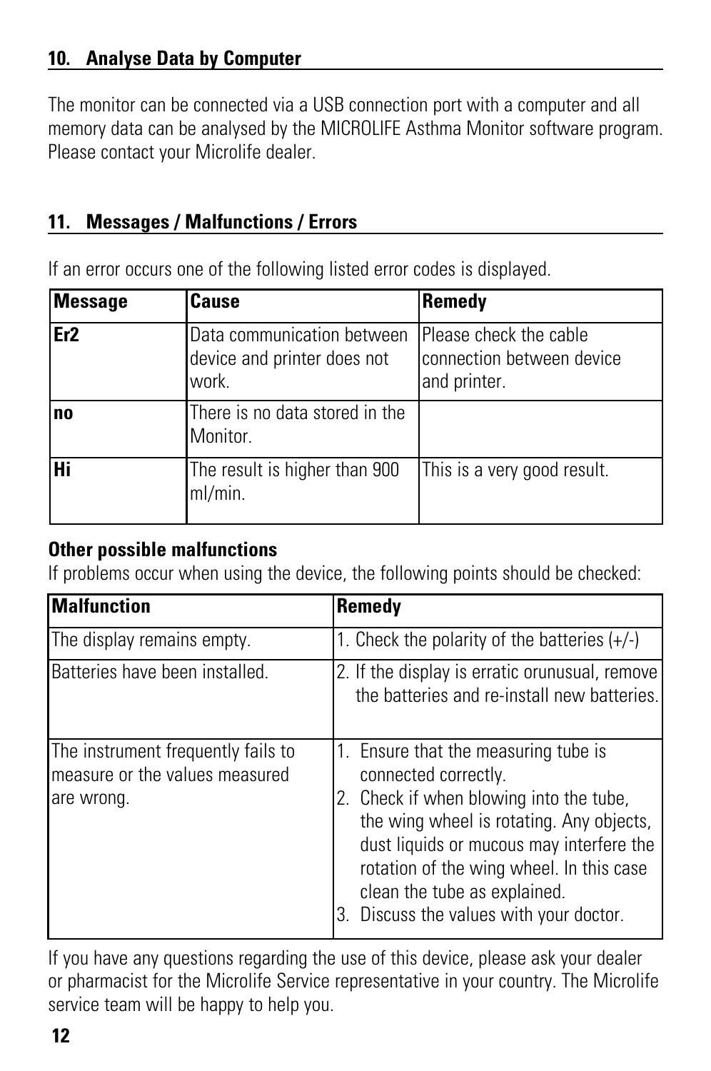## 10. Analyse Data by Computer

The monitor can be connected via a USB connection port with a computer and all memory data can be analysed by the MICROLIFE Asthma Monitor software program. Please contact your Microlife dealer.

## 11. Messages / Malfunctions / Errors

If an error occurs one of the following listed error codes is displayed.

| Message | Cause | Remedy |
|---|---|---|
| **Er2** | Data communication between device and printer does not work. | Please check the cable connection between device and printer. |
| **no** | There is no data stored in the Monitor. | |
| **Hi** | The result is higher than 900 ml/min. | This is a very good result. |

**Other possible malfunctions**

If problems occur when using the device, the following points should be checked:

| Malfunction | Remedy |
|---|---|
| The display remains empty. | 1. Check the polarity of the batteries (+/-) |
| Batteries have been installed. | 2. If the display is erratic orunusual, remove the batteries and re-install new batteries. |
| The instrument frequently fails to measure or the values measured are wrong. | 1. Ensure that the measuring tube is connected correctly.<br>2. Check if when blowing into the tube, the wing wheel is rotating. Any objects, dust liquids or mucous may interfere the rotation of the wing wheel. In this case clean the tube as explained.<br>3. Discuss the values with your doctor. |

If you have any questions regarding the use of this device, please ask your dealer or pharmacist for the Microlife Service representative in your country. The Microlife service team will be happy to help you.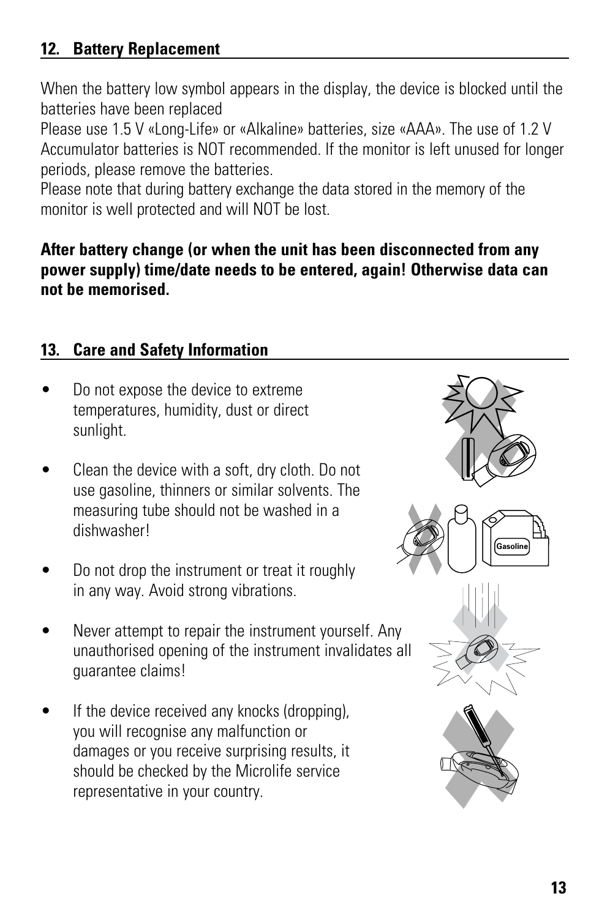## 12. Battery Replacement

When the battery low symbol appears in the display, the device is blocked until the batteries have been replaced

Please use 1.5 V «Long-Life» or «Alkaline» batteries, size «AAA». The use of 1.2 V Accumulator batteries is NOT recommended. If the monitor is left unused for longer periods, please remove the batteries.

Please note that during battery exchange the data stored in the memory of the monitor is well protected and will NOT be lost.

**After battery change (or when the unit has been disconnected from any power supply) time/date needs to be entered, again! Otherwise data can not be memorised.**

## 13. Care and Safety Information

- Do not expose the device to extreme temperatures, humidity, dust or direct sunlight.
- Clean the device with a soft, dry cloth. Do not use gasoline, thinners or similar solvents. The measuring tube should not be washed in a dishwasher!
- Do not drop the instrument or treat it roughly in any way. Avoid strong vibrations.
- Never attempt to repair the instrument yourself. Any unauthorised opening of the instrument invalidates all guarantee claims!
- If the device received any knocks (dropping), you will recognise any malfunction or damages or you receive surprising results, it should be checked by the Microlife service representative in your country.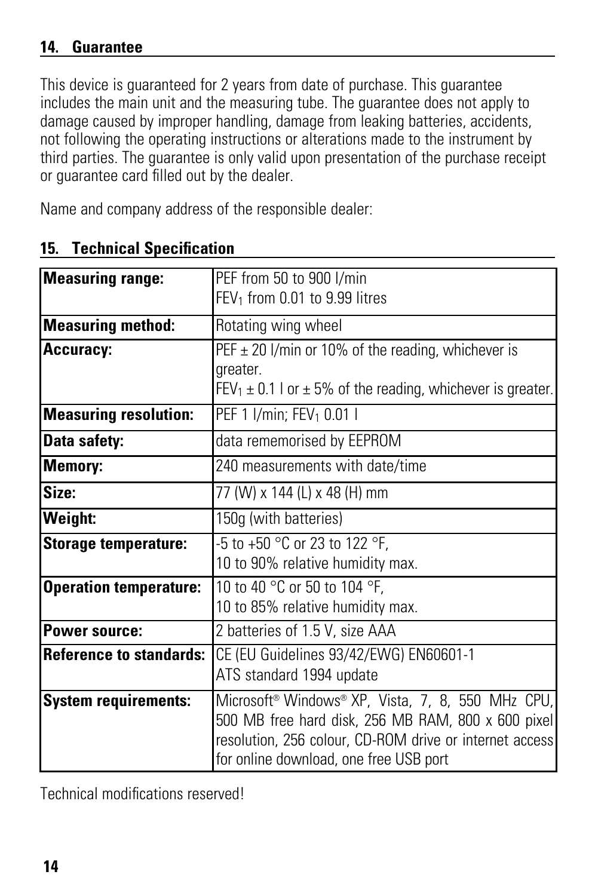## 14. Guarantee

This device is guaranteed for 2 years from date of purchase. This guarantee includes the main unit and the measuring tube. The guarantee does not apply to damage caused by improper handling, damage from leaking batteries, accidents, not following the operating instructions or alterations made to the instrument by third parties. The guarantee is only valid upon presentation of the purchase receipt or guarantee card filled out by the dealer.

Name and company address of the responsible dealer:

## 15. Technical Specification

| | |
|---|---|
| **Measuring range:** | PEF from 50 to 900 l/min<br>$FEV_1$ from 0.01 to 9.99 litres |
| **Measuring method:** | Rotating wing wheel |
| **Accuracy:** | PEF ± 20 l/min or 10% of the reading, whichever is greater.<br>$FEV_1$ ± 0.1 l or ± 5% of the reading, whichever is greater. |
| **Measuring resolution:** | PEF 1 l/min; $FEV_1$ 0.01 l |
| **Data safety:** | data rememorised by EEPROM |
| **Memory:** | 240 measurements with date/time |
| **Size:** | 77 (W) x 144 (L) x 48 (H) mm |
| **Weight:** | 150g (with batteries) |
| **Storage temperature:** | -5 to +50 °C or 23 to 122 °F,<br>10 to 90% relative humidity max. |
| **Operation temperature:** | 10 to 40 °C or 50 to 104 °F,<br>10 to 85% relative humidity max. |
| **Power source:** | 2 batteries of 1.5 V, size AAA |
| **Reference to standards:** | CE (EU Guidelines 93/42/EWG) EN60601-1<br>ATS standard 1994 update |
| **System requirements:** | Microsoft® Windows® XP, Vista, 7, 8, 550 MHz CPU, 500 MB free hard disk, 256 MB RAM, 800 x 600 pixel resolution, 256 colour, CD-ROM drive or internet access for online download, one free USB port |

Technical modifications reserved!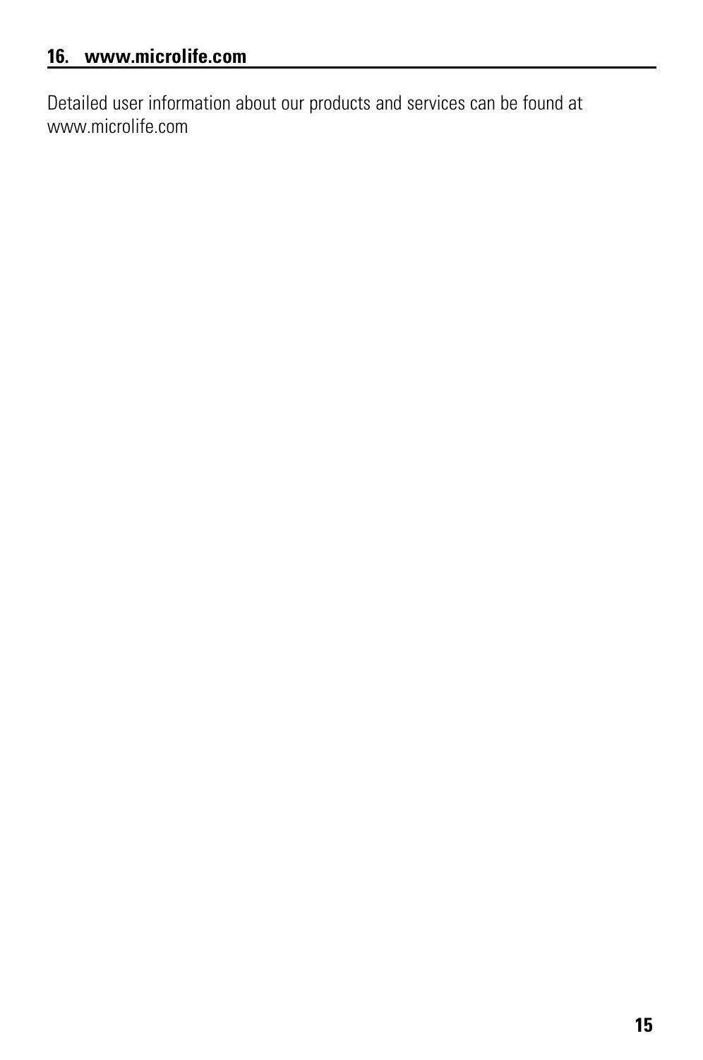## 16. www.microlife.com

Detailed user information about our products and services can be found at www.microlife.com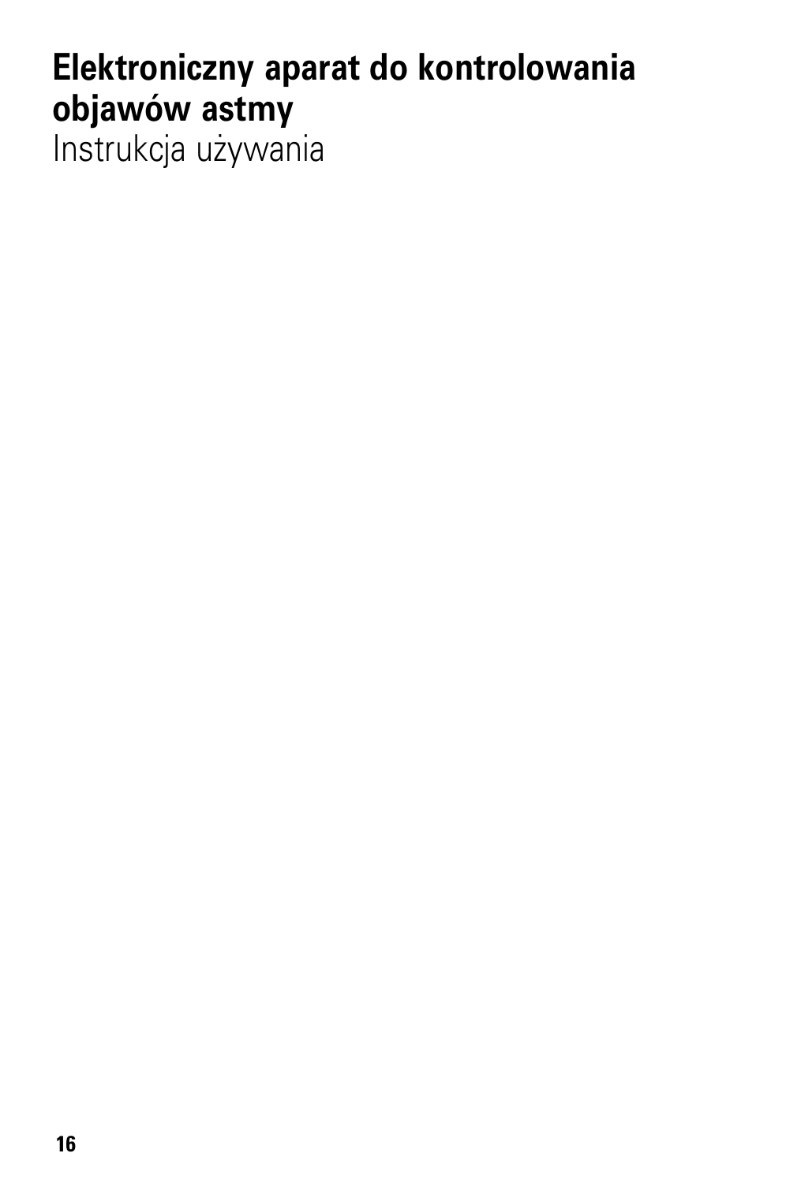# Elektroniczny aparat do kontrolowania objawów astmy

Instrukcja używania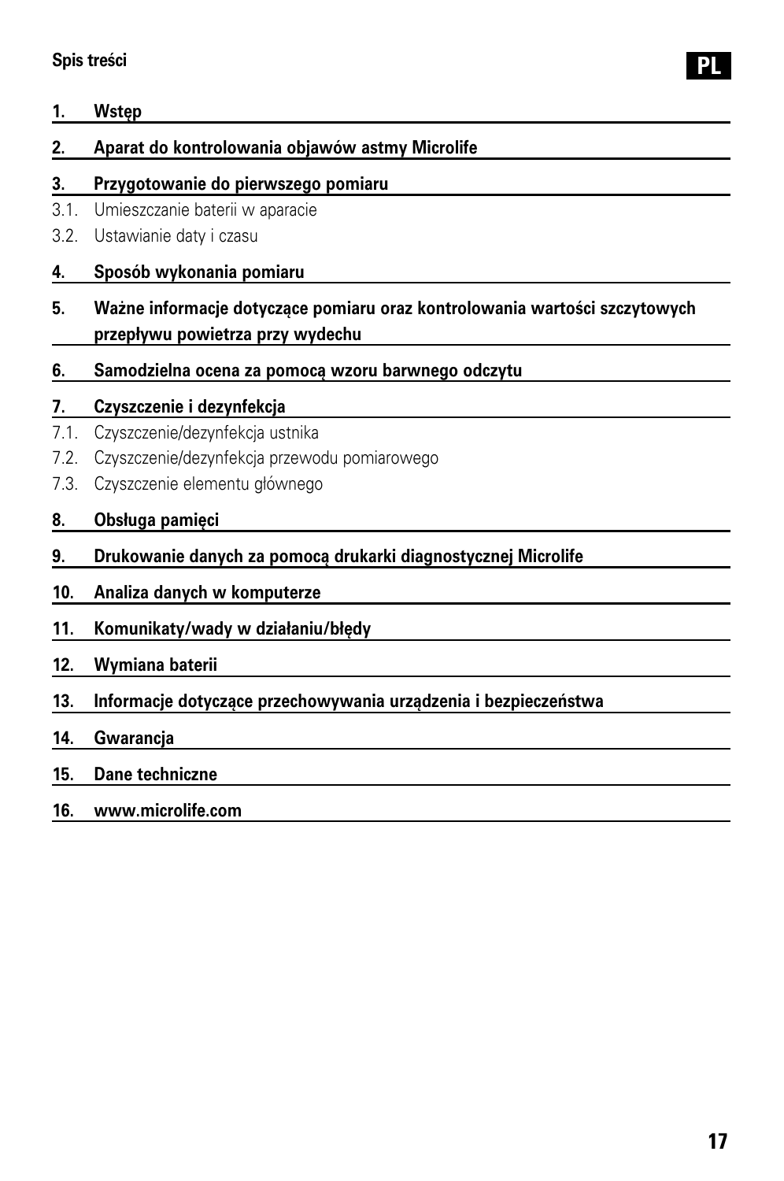## Spis treści

**PL**

**1. Wstęp**

**2. Aparat do kontrolowania objawów astmy Microlife**

**3. Przygotowanie do pierwszego pomiaru**

3.1. Umieszczanie baterii w aparacie

3.2. Ustawianie daty i czasu

**4. Sposób wykonania pomiaru**

**5. Ważne informacje dotyczące pomiaru oraz kontrolowania wartości szczytowych przepływu powietrza przy wydechu**

**6. Samodzielna ocena za pomocą wzoru barwnego odczytu**

**7. Czyszczenie i dezynfekcja**

7.1. Czyszczenie/dezynfekcja ustnika

7.2. Czyszczenie/dezynfekcja przewodu pomiarowego

7.3. Czyszczenie elementu głównego

**8. Obsługa pamięci**

**9. Drukowanie danych za pomocą drukarki diagnostycznej Microlife**

**10. Analiza danych w komputerze**

**11. Komunikaty/wady w działaniu/błędy**

**12. Wymiana baterii**

**13. Informacje dotyczące przechowywania urządzenia i bezpieczeństwa**

**14. Gwarancja**

**15. Dane techniczne**

**16. www.microlife.com**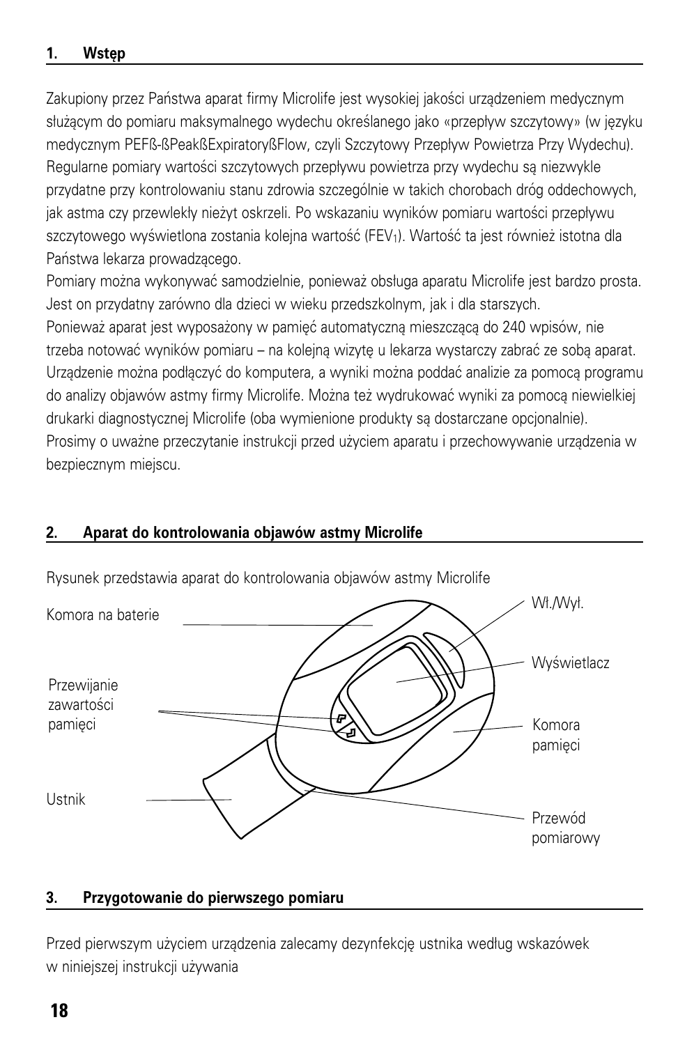## 1. Wstęp

Zakupiony przez Państwa aparat firmy Microlife jest wysokiej jakości urządzeniem medycznym służącym do pomiaru maksymalnego wydechu określanego jako «przepływ szczytowy» (w języku medycznym PEFß-ßPeakßExpiratoryßFlow, czyli Szczytowy Przepływ Powietrza Przy Wydechu). Regularne pomiary wartości szczytowych przepływu powietrza przy wydechu są niezwykle przydatne przy kontrolowaniu stanu zdrowia szczególnie w takich chorobach dróg oddechowych, jak astma czy przewlekły nieżyt oskrzeli. Po wskazaniu wyników pomiaru wartości przepływu szczytowego wyświetlona zostania kolejna wartość ($FEV_1$). Wartość ta jest również istotna dla Państwa lekarza prowadzącego.
Pomiary można wykonywać samodzielnie, ponieważ obsługa aparatu Microlife jest bardzo prosta. Jest on przydatny zarówno dla dzieci w wieku przedszkolnym, jak i dla starszych.
Ponieważ aparat jest wyposażony w pamięć automatyczną mieszczącą do 240 wpisów, nie trzeba notować wyników pomiaru – na kolejną wizytę u lekarza wystarczy zabrać ze sobą aparat. Urządzenie można podłączyć do komputera, a wyniki można poddać analizie za pomocą programu do analizy objawów astmy firmy Microlife. Można też wydrukować wyniki za pomocą niewielkiej drukarki diagnostycznej Microlife (oba wymienione produkty są dostarczane opcjonalnie).
Prosimy o uważne przeczytanie instrukcji przed użyciem aparatu i przechowywanie urządzenia w bezpiecznym miejscu.

## 2. Aparat do kontrolowania objawów astmy Microlife

Rysunek przedstawia aparat do kontrolowania objawów astmy Microlife

Komora na baterie

Wł./Wył.

Wyświetlacz

Przewijanie zawartości pamięci

Komora pamięci

Ustnik

Przewód pomiarowy

## 3. Przygotowanie do pierwszego pomiaru

Przed pierwszym użyciem urządzenia zalecamy dezynfekcję ustnika według wskazówek w niniejszej instrukcji używania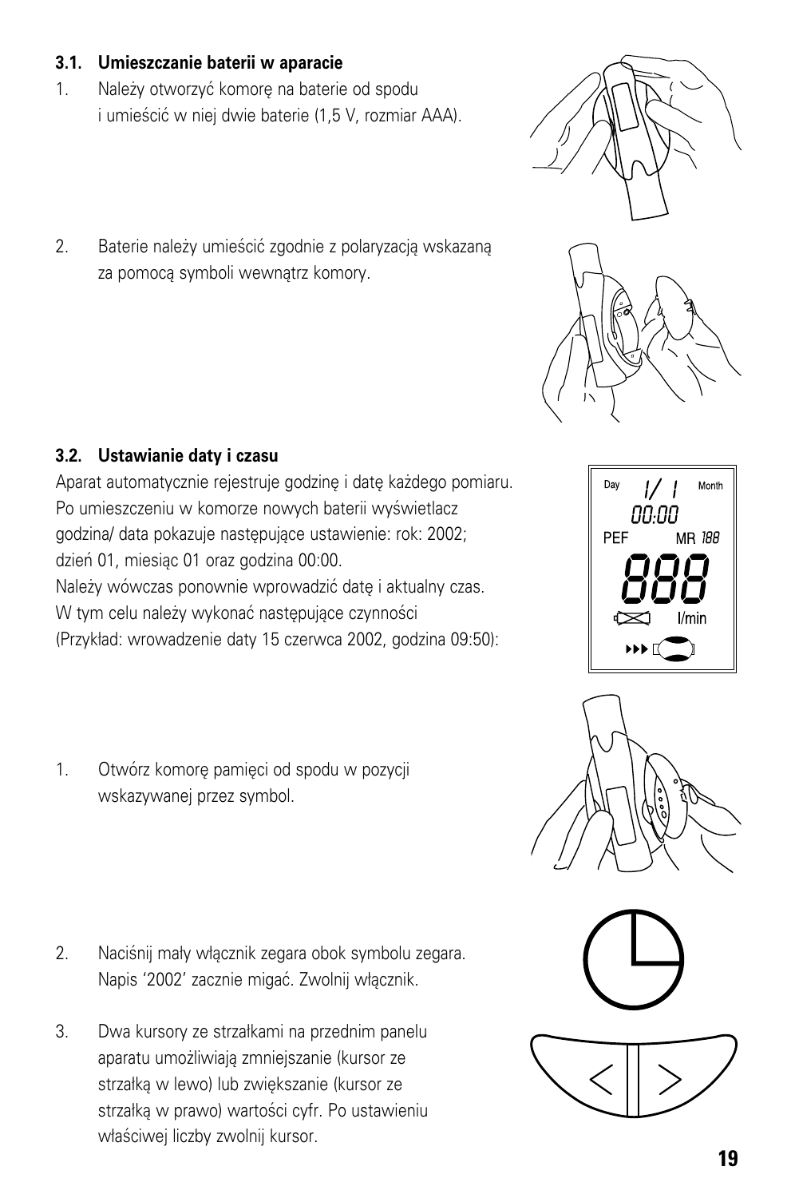### 3.1. Umieszczanie baterii w aparacie

1. Należy otworzyć komorę na baterie od spodu i umieścić w niej dwie baterie (1,5 V, rozmiar AAA).

2. Baterie należy umieścić zgodnie z polaryzacją wskazaną za pomocą symboli wewnątrz komory.

### 3.2. Ustawianie daty i czasu

Aparat automatycznie rejestruje godzinę i datę każdego pomiaru. Po umieszczeniu w komorze nowych baterii wyświetlacz godzina/ data pokazuje następujące ustawienie: rok: 2002; dzień 01, miesiąc 01 oraz godzina 00:00.
Należy wówczas ponownie wprowadzić datę i aktualny czas.
W tym celu należy wykonać następujące czynności (Przykład: wrowadzenie daty 15 czerwca 2002, godzina 09:50):

1. Otwórz komorę pamięci od spodu w pozycji wskazywanej przez symbol.

2. Naciśnij mały włącznik zegara obok symbolu zegara. Napis '2002' zacznie migać. Zwolnij włącznik.

3. Dwa kursory ze strzałkami na przednim panelu aparatu umożliwiają zmniejszanie (kursor ze strzałką w lewo) lub zwiększanie (kursor ze strzałką w prawo) wartości cyfr. Po ustawieniu właściwej liczby zwolnij kursor.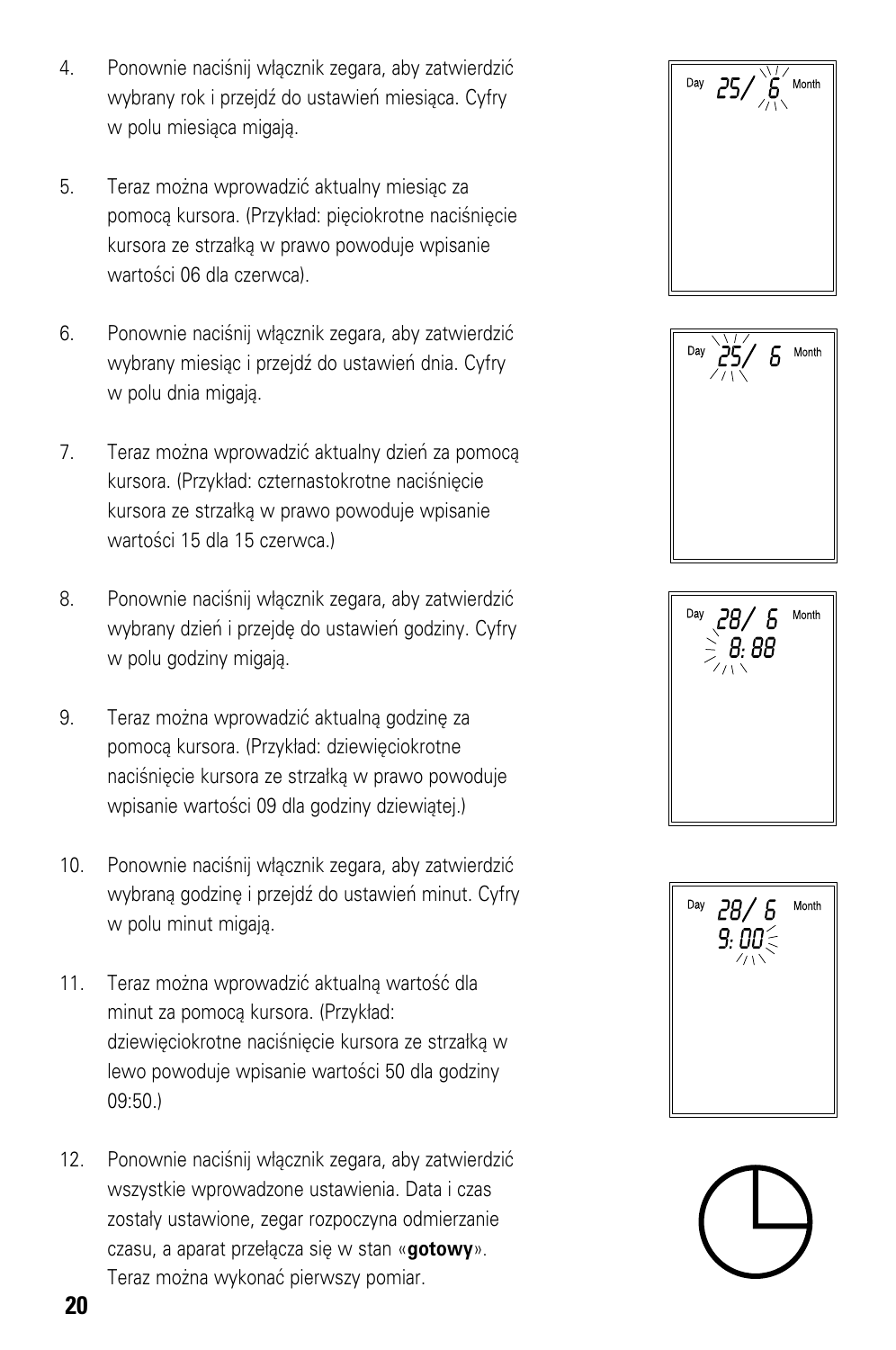4. Ponownie naciśnij włącznik zegara, aby zatwierdzić wybrany rok i przejdź do ustawień miesiąca. Cyfry w polu miesiąca migają.

5. Teraz można wprowadzić aktualny miesiąc za pomocą kursora. (Przykład: pięciokrotne naciśnięcie kursora ze strzałką w prawo powoduje wpisanie wartości 06 dla czerwca).

6. Ponownie naciśnij włącznik zegara, aby zatwierdzić wybrany miesiąc i przejdź do ustawień dnia. Cyfry w polu dnia migają.

7. Teraz można wprowadzić aktualny dzień za pomocą kursora. (Przykład: czternastokrotne naciśnięcie kursora ze strzałką w prawo powoduje wpisanie wartości 15 dla 15 czerwca.)

8. Ponownie naciśnij włącznik zegara, aby zatwierdzić wybrany dzień i przejdę do ustawień godziny. Cyfry w polu godziny migają.

9. Teraz można wprowadzić aktualną godzinę za pomocą kursora. (Przykład: dziewięciokrotne naciśnięcie kursora ze strzałką w prawo powoduje wpisanie wartości 09 dla godziny dziewiątej.)

10. Ponownie naciśnij włącznik zegara, aby zatwierdzić wybraną godzinę i przejdź do ustawień minut. Cyfry w polu minut migają.

11. Teraz można wprowadzić aktualną wartość dla minut za pomocą kursora. (Przykład: dziewięciokrotne naciśnięcie kursora ze strzałką w lewo powoduje wpisanie wartości 50 dla godziny 09:50.)

12. Ponownie naciśnij włącznik zegara, aby zatwierdzić wszystkie wprowadzone ustawienia. Data i czas zostały ustawione, zegar rozpoczyna odmierzanie czasu, a aparat przełącza się w stan «**gotowy**». Teraz można wykonać pierwszy pomiar.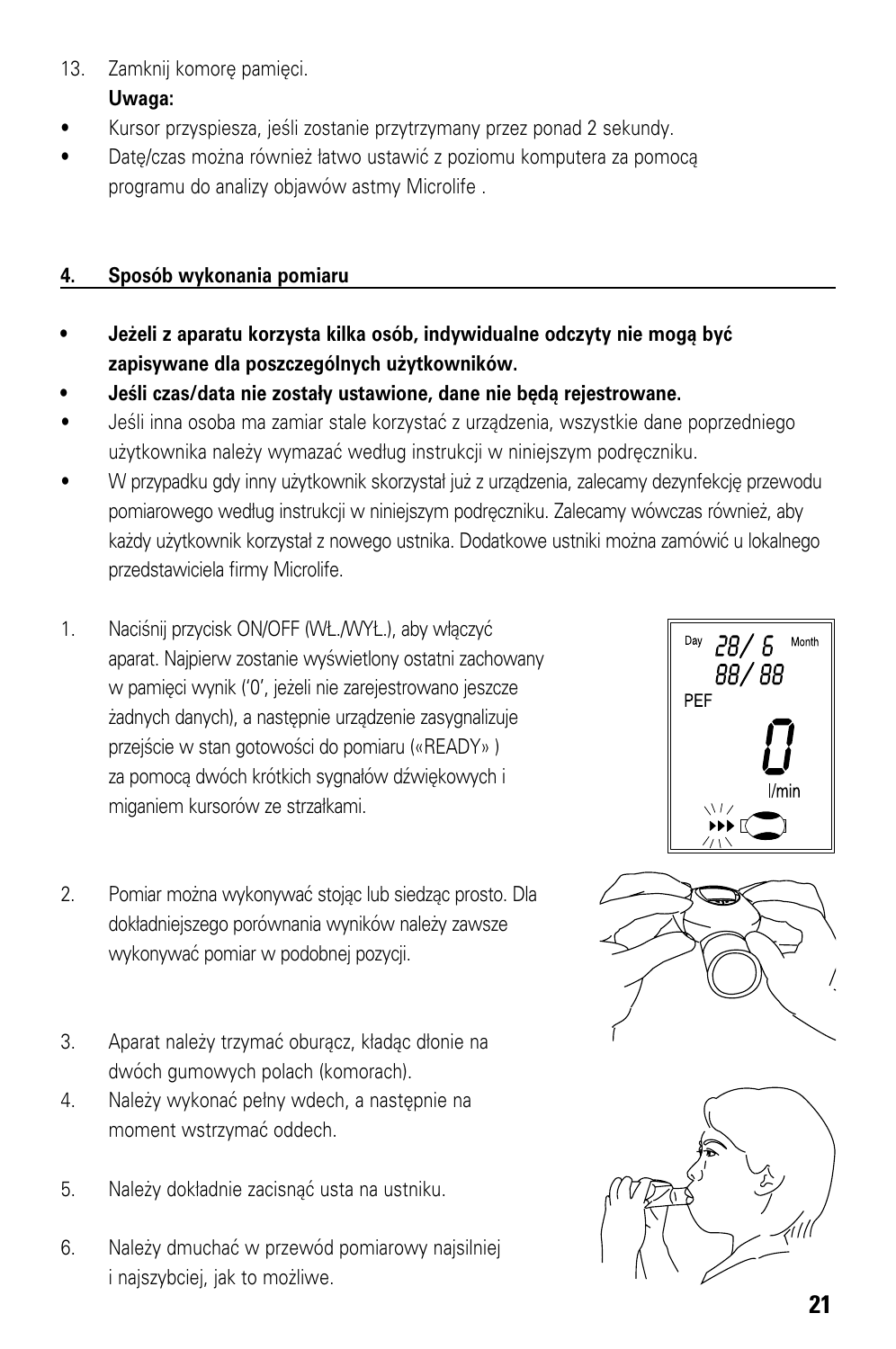13. Zamknij komorę pamięci.

**Uwaga:**

- Kursor przyspiesza, jeśli zostanie przytrzymany przez ponad 2 sekundy.
- Datę/czas można również łatwo ustawić z poziomu komputera za pomocą programu do analizy objawów astmy Microlife .

## 4. Sposób wykonania pomiaru

- **Jeżeli z aparatu korzysta kilka osób, indywidualne odczyty nie mogą być zapisywane dla poszczególnych użytkowników.**
- **Jeśli czas/data nie zostały ustawione, dane nie będą rejestrowane.**
- Jeśli inna osoba ma zamiar stale korzystać z urządzenia, wszystkie dane poprzedniego użytkownika należy wymazać według instrukcji w niniejszym podręczniku.
- W przypadku gdy inny użytkownik skorzystał już z urządzenia, zalecamy dezynfekcję przewodu pomiarowego według instrukcji w niniejszym podręczniku. Zalecamy wówczas również, aby każdy użytkownik korzystał z nowego ustnika. Dodatkowe ustniki można zamówić u lokalnego przedstawiciela firmy Microlife.

1. Naciśnij przycisk ON/OFF (WŁ./WYŁ.), aby włączyć aparat. Najpierw zostanie wyświetlony ostatni zachowany w pamięci wynik ('0', jeżeli nie zarejestrowano jeszcze żadnych danych), a następnie urządzenie zasygnalizuje przejście w stan gotowości do pomiaru («READY» ) za pomocą dwóch krótkich sygnałów dźwiękowych i miganiem kursorów ze strzałkami.
2. Pomiar można wykonywać stojąc lub siedząc prosto. Dla dokładniejszego porównania wyników należy zawsze wykonywać pomiar w podobnej pozycji.
3. Aparat należy trzymać oburącz, kładąc dłonie na dwóch gumowych polach (komorach).
4. Należy wykonać pełny wdech, a następnie na moment wstrzymać oddech.
5. Należy dokładnie zacisnąć usta na ustniku.
6. Należy dmuchać w przewód pomiarowy najsilniej i najszybciej, jak to możliwe.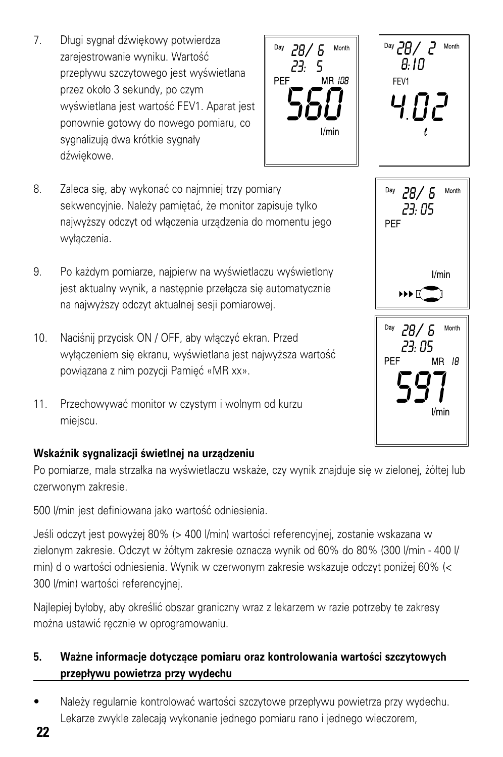7. Długi sygnał dźwiękowy potwierdza zarejestrowanie wyniku. Wartość przepływu szczytowego jest wyświetlana przez około 3 sekundy, po czym wyświetlana jest wartość FEV1. Aparat jest ponownie gotowy do nowego pomiaru, co sygnalizują dwa krótkie sygnały dźwiękowe.

8. Zaleca się, aby wykonać co najmniej trzy pomiary sekwencyjnie. Należy pamiętać, że monitor zapisuje tylko najwyższy odczyt od włączenia urządzenia do momentu jego wyłączenia.

9. Po każdym pomiarze, najpierw na wyświetlaczu wyświetlony jest aktualny wynik, a następnie przełącza się automatycznie na najwyższy odczyt aktualnej sesji pomiarowej.

10. Naciśnij przycisk ON / OFF, aby włączyć ekran. Przed wyłączeniem się ekranu, wyświetlana jest najwyższa wartość powiązana z nim pozycji Pamięć «MR xx».

11. Przechowywać monitor w czystym i wolnym od kurzu miejscu.

**Wskaźnik sygnalizacji świetlnej na urządzeniu**

Po pomiarze, mała strzałka na wyświetlaczu wskaże, czy wynik znajduje się w zielonej, żółtej lub czerwonym zakresie.

500 l/min jest definiowana jako wartość odniesienia.

Jeśli odczyt jest powyżej 80% (> 400 l/min) wartości referencyjnej, zostanie wskazana w zielonym zakresie. Odczyt w żółtym zakresie oznacza wynik od 60% do 80% (300 l/min - 400 l/min) d o wartości odniesienia. Wynik w czerwonym zakresie wskazuje odczyt poniżej 60% (< 300 l/min) wartości referencyjnej.

Najlepiej byłoby, aby określić obszar graniczny wraz z lekarzem w razie potrzeby te zakresy można ustawić ręcznie w oprogramowaniu.

## 5. Ważne informacje dotyczące pomiaru oraz kontrolowania wartości szczytowych przepływu powietrza przy wydechu

- Należy regularnie kontrolować wartości szczytowe przepływu powietrza przy wydechu. Lekarze zwykle zalecają wykonanie jednego pomiaru rano i jednego wieczorem,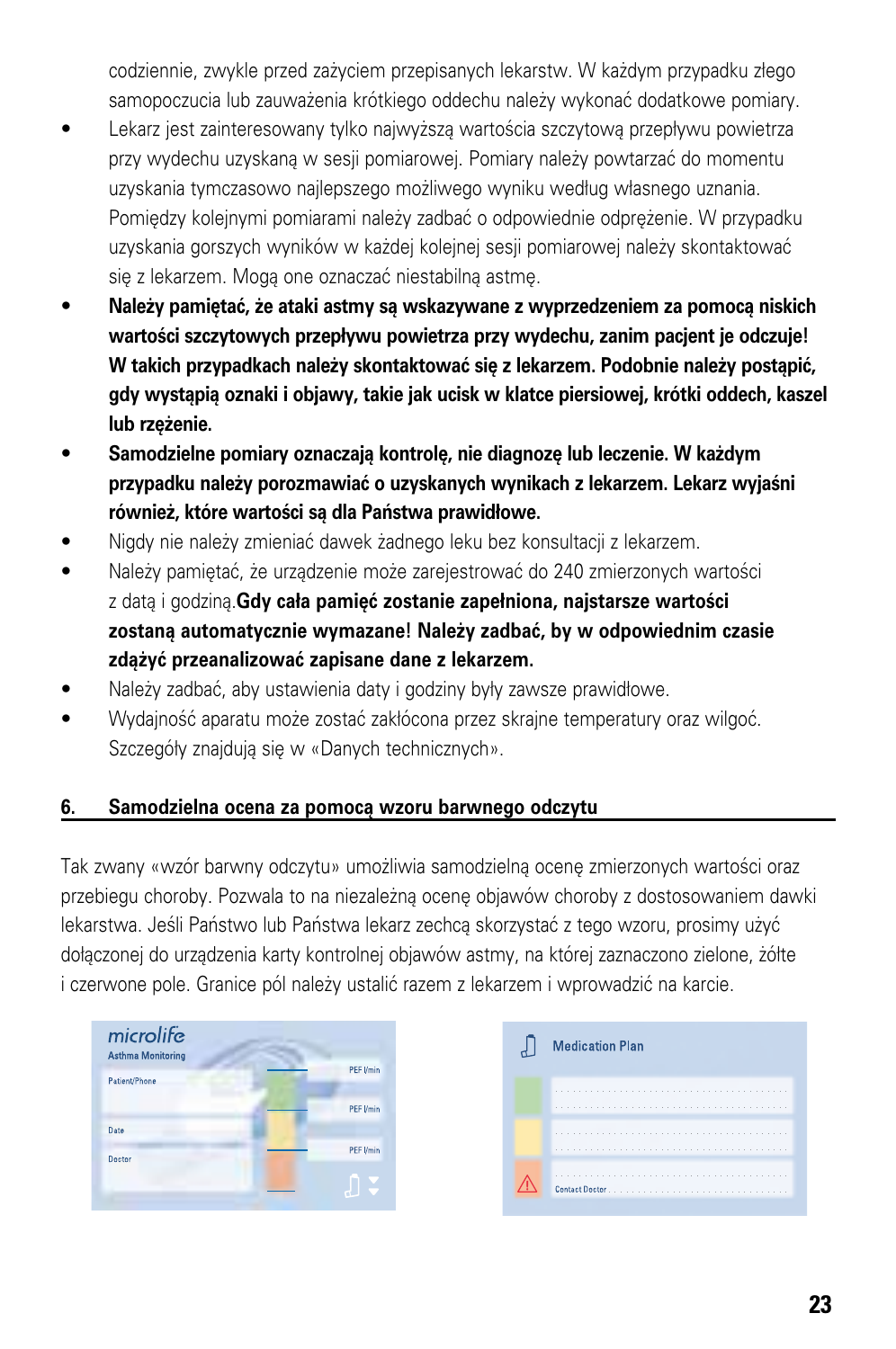codziennie, zwykle przed zażyciem przepisanych lekarstw. W każdym przypadku złego samopoczucia lub zauważenia krótkiego oddechu należy wykonać dodatkowe pomiary.

- Lekarz jest zainteresowany tylko najwyższą wartościa szczytową przepływu powietrza przy wydechu uzyskaną w sesji pomiarowej. Pomiary należy powtarzać do momentu uzyskania tymczasowo najlepszego możliwego wyniku według własnego uznania. Pomiędzy kolejnymi pomiarami należy zadbać o odpowiednie odprężenie. W przypadku uzyskania gorszych wyników w każdej kolejnej sesji pomiarowej należy skontaktować się z lekarzem. Mogą one oznaczać niestabilną astmę.
- **Należy pamiętać, że ataki astmy są wskazywane z wyprzedzeniem za pomocą niskich wartości szczytowych przepływu powietrza przy wydechu, zanim pacjent je odczuje! W takich przypadkach należy skontaktować się z lekarzem. Podobnie należy postąpić, gdy wystąpią oznaki i objawy, takie jak ucisk w klatce piersiowej, krótki oddech, kaszel lub rzężenie.**
- **Samodzielne pomiary oznaczają kontrolę, nie diagnozę lub leczenie. W każdym przypadku należy porozmawiać o uzyskanych wynikach z lekarzem. Lekarz wyjaśni również, które wartości są dla Państwa prawidłowe.**
- Nigdy nie należy zmieniać dawek żadnego leku bez konsultacji z lekarzem.
- Należy pamiętać, że urządzenie może zarejestrować do 240 zmierzonych wartości z datą i godziną.**Gdy cała pamięć zostanie zapełniona, najstarsze wartości zostaną automatycznie wymazane! Należy zadbać, by w odpowiednim czasie zdążyć przeanalizować zapisane dane z lekarzem.**
- Należy zadbać, aby ustawienia daty i godziny były zawsze prawidłowe.
- Wydajność aparatu może zostać zakłócona przez skrajne temperatury oraz wilgoć. Szczegóły znajdują się w «Danych technicznych».

## 6. Samodzielna ocena za pomocą wzoru barwnego odczytu

Tak zwany «wzór barwny odczytu» umożliwia samodzielną ocenę zmierzonych wartości oraz przebiegu choroby. Pozwala to na niezależną ocenę objawów choroby z dostosowaniem dawki lekarstwa. Jeśli Państwo lub Państwa lekarz zechcą skorzystać z tego wzoru, prosimy użyć dołączonej do urządzenia karty kontrolnej objawów astmy, na której zaznaczono zielone, żółte i czerwone pole. Granice pól należy ustalić razem z lekarzem i wprowadzić na karcie.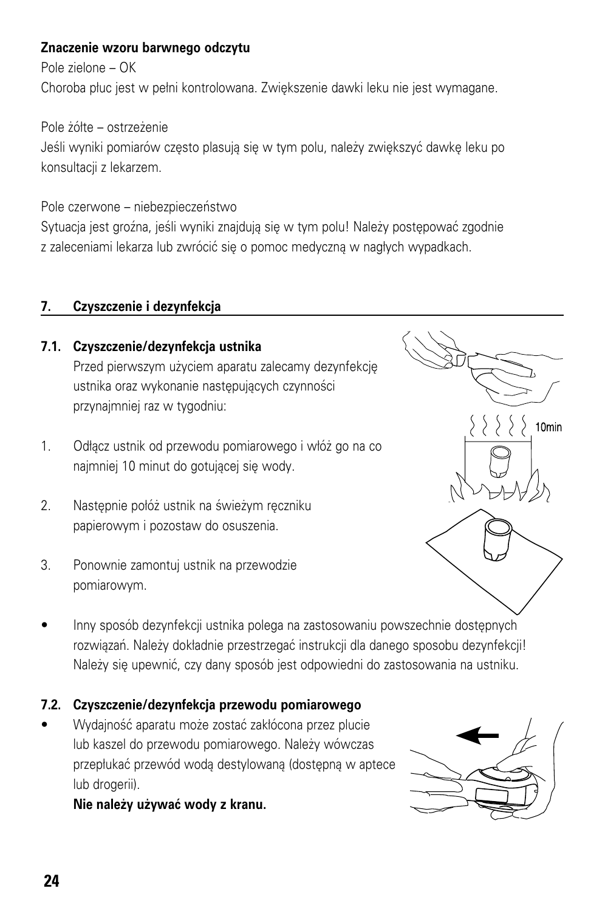**Znaczenie wzoru barwnego odczytu**

Pole zielone – OK

Choroba płuc jest w pełni kontrolowana. Zwiększenie dawki leku nie jest wymagane.

Pole żółte – ostrzeżenie

Jeśli wyniki pomiarów często plasują się w tym polu, należy zwiększyć dawkę leku po konsultacji z lekarzem.

Pole czerwone – niebezpieczeństwo

Sytuacja jest groźna, jeśli wyniki znajdują się w tym polu! Należy postępować zgodnie z zaleceniami lekarza lub zwrócić się o pomoc medyczną w nagłych wypadkach.

## 7. Czyszczenie i dezynfekcja

### 7.1. Czyszczenie/dezynfekcja ustnika

Przed pierwszym użyciem aparatu zalecamy dezynfekcję ustnika oraz wykonanie następujących czynności przynajmniej raz w tygodniu:

1. Odłącz ustnik od przewodu pomiarowego i włóż go na co najmniej 10 minut do gotującej się wody.
2. Następnie połóż ustnik na świeżym ręczniku papierowym i pozostaw do osuszenia.
3. Ponownie zamontuj ustnik na przewodzie pomiarowym.

- Inny sposób dezynfekcji ustnika polega na zastosowaniu powszechnie dostępnych rozwiązań. Należy dokładnie przestrzegać instrukcji dla danego sposobu dezynfekcji! Należy się upewnić, czy dany sposób jest odpowiedni do zastosowania na ustniku.

### 7.2. Czyszczenie/dezynfekcja przewodu pomiarowego

- Wydajność aparatu może zostać zakłócona przez plucie lub kaszel do przewodu pomiarowego. Należy wówczas przepłukać przewód wodą destylowaną (dostępną w aptece lub drogerii).

  **Nie należy używać wody z kranu.**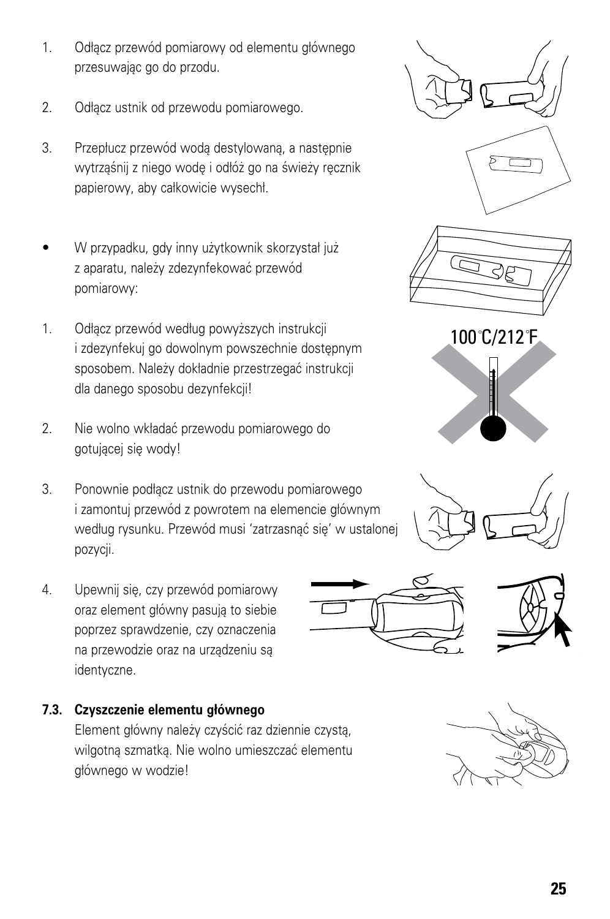1. Odłącz przewód pomiarowy od elementu głównego przesuwając go do przodu.

2. Odłącz ustnik od przewodu pomiarowego.

3. Przepłucz przewód wodą destylowaną, a następnie wytrząśnij z niego wodę i odłóż go na świeży ręcznik papierowy, aby całkowicie wysechł.

- W przypadku, gdy inny użytkownik skorzystał już z aparatu, należy zdezynfekować przewód pomiarowy:

1. Odłącz przewód według powyższych instrukcji i zdezynfekuj go dowolnym powszechnie dostępnym sposobem. Należy dokładnie przestrzegać instrukcji dla danego sposobu dezynfekcji!

2. Nie wolno wkładać przewodu pomiarowego do gotującej się wody!

100°C/212°F

3. Ponownie podłącz ustnik do przewodu pomiarowego i zamontuj przewód z powrotem na elemencie głównym według rysunku. Przewód musi 'zatrzasnąć się' w ustalonej pozycji.

4. Upewnij się, czy przewód pomiarowy oraz element główny pasują to siebie poprzez sprawdzenie, czy oznaczenia na przewodzie oraz na urządzeniu są identyczne.

**7.3. Czyszczenie elementu głównego**

Element główny należy czyścić raz dziennie czystą, wilgotną szmatką. Nie wolno umieszczać elementu głównego w wodzie!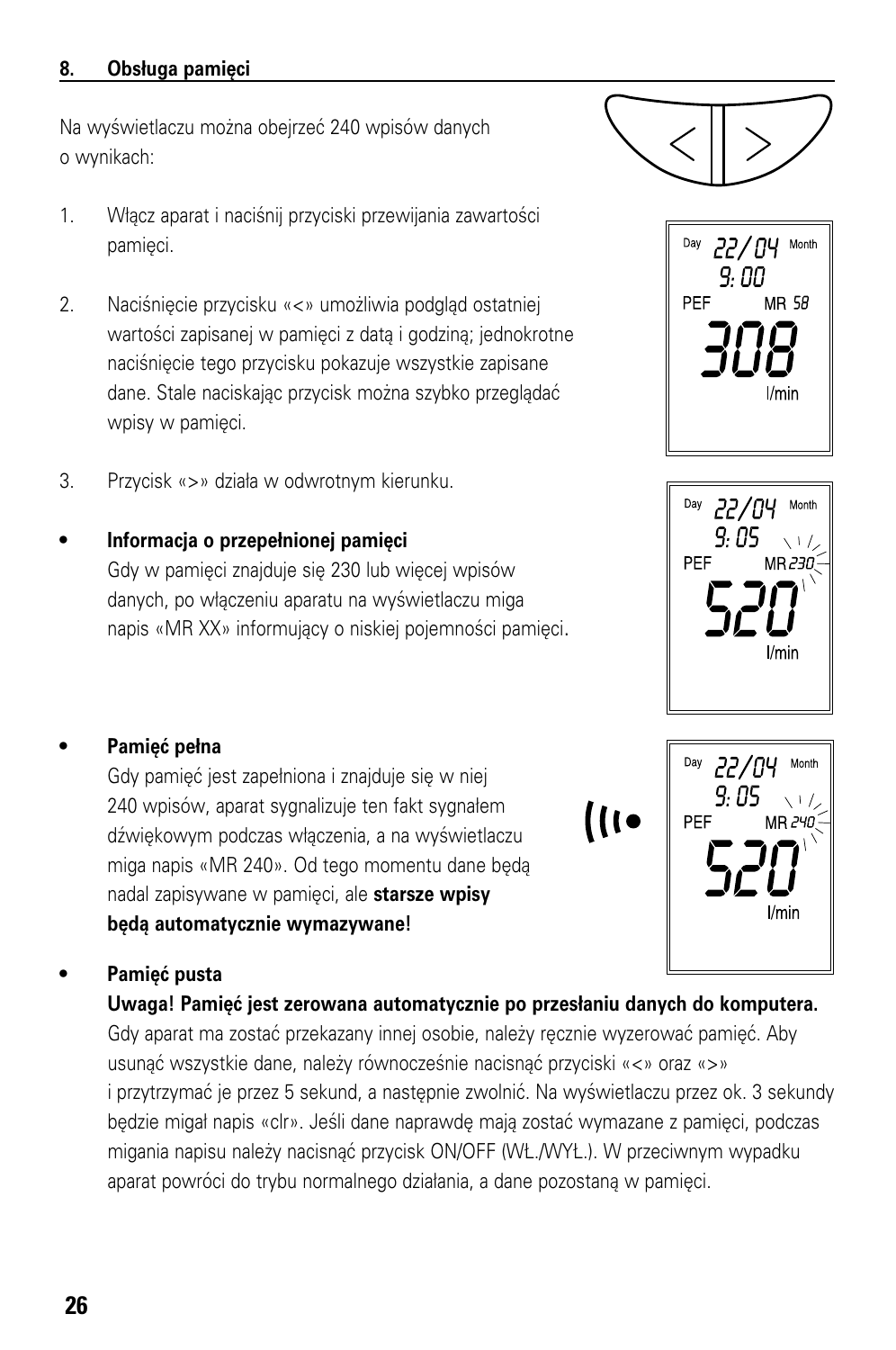## 8. Obsługa pamięci

Na wyświetlaczu można obejrzeć 240 wpisów danych o wynikach:

1. Włącz aparat i naciśnij przyciski przewijania zawartości pamięci.

2. Naciśnięcie przycisku «<» umożliwia podgląd ostatniej wartości zapisanej w pamięci z datą i godziną; jednokrotne naciśnięcie tego przycisku pokazuje wszystkie zapisane dane. Stale naciskając przycisk można szybko przeglądać wpisy w pamięci.

3. Przycisk «>» działa w odwrotnym kierunku.

- **Informacja o przepełnionej pamięci**
  Gdy w pamięci znajduje się 230 lub więcej wpisów danych, po włączeniu aparatu na wyświetlaczu miga napis «MR XX» informujący o niskiej pojemności pamięci.

- **Pamięć pełna**
  Gdy pamięć jest zapełniona i znajduje się w niej 240 wpisów, aparat sygnalizuje ten fakt sygnałem dźwiękowym podczas włączenia, a na wyświetlaczu miga napis «MR 240». Od tego momentu dane będą nadal zapisywane w pamięci, ale **starsze wpisy będą automatycznie wymazywane!**

- **Pamięć pusta**
  **Uwaga! Pamięć jest zerowana automatycznie po przesłaniu danych do komputera.**
  Gdy aparat ma zostać przekazany innej osobie, należy ręcznie wyzerować pamięć. Aby usunąć wszystkie dane, należy równocześnie nacisnąć przyciski «<» oraz «>» i przytrzymać je przez 5 sekund, a następnie zwolnić. Na wyświetlaczu przez ok. 3 sekundy będzie migał napis «clr». Jeśli dane naprawdę mają zostać wymazane z pamięci, podczas migania napisu należy nacisnąć przycisk ON/OFF (WŁ./WYŁ.). W przeciwnym wypadku aparat powróci do trybu normalnego działania, a dane pozostaną w pamięci.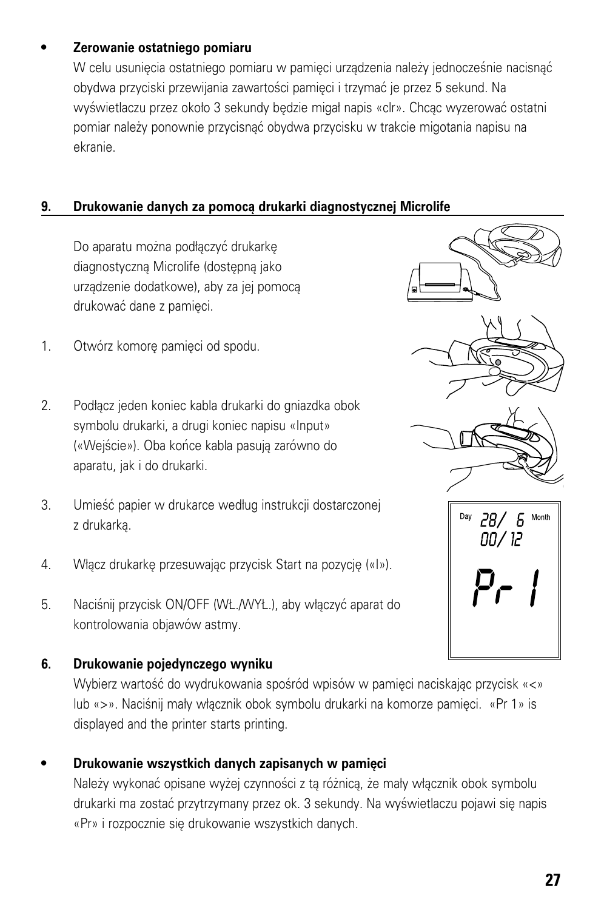- **Zerowanie ostatniego pomiaru**
  W celu usunięcia ostatniego pomiaru w pamięci urządzenia należy jednocześnie nacisnąć obydwa przyciski przewijania zawartości pamięci i trzymać je przez 5 sekund. Na wyświetlaczu przez około 3 sekundy będzie migał napis «clr». Chcąc wyzerować ostatni pomiar należy ponownie przycisnąć obydwa przycisku w trakcie migotania napisu na ekranie.

## 9. Drukowanie danych za pomocą drukarki diagnostycznej Microlife

Do aparatu można podłączyć drukarkę diagnostyczną Microlife (dostępną jako urządzenie dodatkowe), aby za jej pomocą drukować dane z pamięci.

1. Otwórz komorę pamięci od spodu.

2. Podłącz jeden koniec kabla drukarki do gniazdka obok symbolu drukarki, a drugi koniec napisu «Input» («Wejście»). Oba końce kabla pasują zarówno do aparatu, jak i do drukarki.

3. Umieść papier w drukarce według instrukcji dostarczonej z drukarką.

4. Włącz drukarkę przesuwając przycisk Start na pozycję («I»).

5. Naciśnij przycisk ON/OFF (WŁ./WYŁ.), aby włączyć aparat do kontrolowania objawów astmy.

**6. Drukowanie pojedynczego wyniku**

Wybierz wartość do wydrukowania spośród wpisów w pamięci naciskając przycisk «<» lub «>». Naciśnij mały włącznik obok symbolu drukarki na komorze pamięci. «Pr 1» is displayed and the printer starts printing.

- **Drukowanie wszystkich danych zapisanych w pamięci**
  Należy wykonać opisane wyżej czynności z tą różnicą, że mały włącznik obok symbolu drukarki ma zostać przytrzymany przez ok. 3 sekundy. Na wyświetlaczu pojawi się napis «Pr» i rozpocznie się drukowanie wszystkich danych.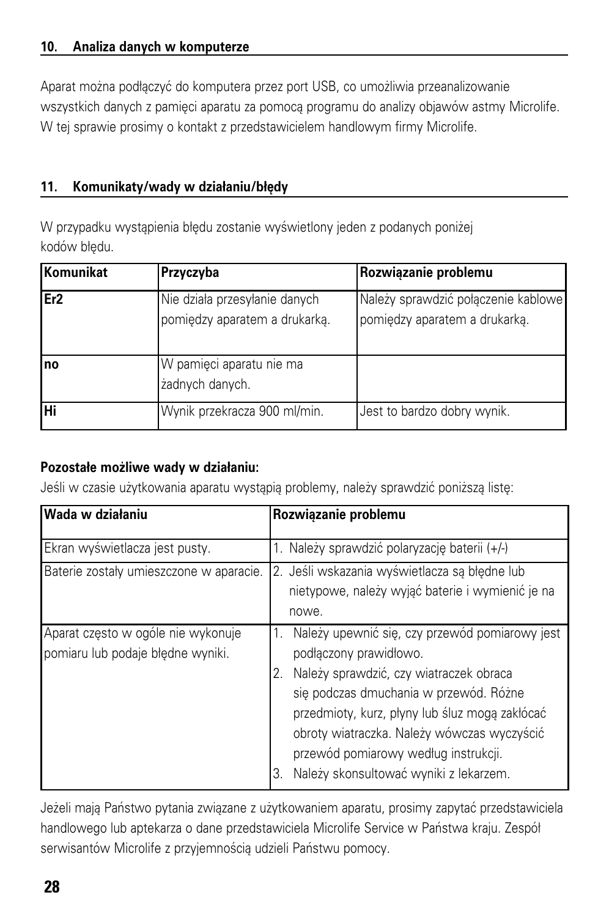## 10. Analiza danych w komputerze

Aparat można podłączyć do komputera przez port USB, co umożliwia przeanalizowanie wszystkich danych z pamięci aparatu za pomocą programu do analizy objawów astmy Microlife. W tej sprawie prosimy o kontakt z przedstawicielem handlowym firmy Microlife.

## 11. Komunikaty/wady w działaniu/błędy

W przypadku wystąpienia błędu zostanie wyświetlony jeden z podanych poniżej kodów błędu.

| Komunikat | Przyczyba | Rozwiązanie problemu |
|---|---|---|
| **Er2** | Nie działa przesyłanie danych pomiędzy aparatem a drukarką. | Należy sprawdzić połączenie kablowe pomiędzy aparatem a drukarką. |
| **no** | W pamięci aparatu nie ma żadnych danych. | |
| **Hi** | Wynik przekracza 900 ml/min. | Jest to bardzo dobry wynik. |

**Pozostałe możliwe wady w działaniu:**

Jeśli w czasie użytkowania aparatu wystąpią problemy, należy sprawdzić poniższą listę:

| Wada w działaniu | Rozwiązanie problemu |
|---|---|
| Ekran wyświetlacza jest pusty. | 1. Należy sprawdzić polaryzację baterii (+/-) |
| Baterie zostały umieszczone w aparacie. | 2. Jeśli wskazania wyświetlacza są błędne lub nietypowe, należy wyjąć baterie i wymienić je na nowe. |
| Aparat często w ogóle nie wykonuje pomiaru lub podaje błędne wyniki. | 1. Należy upewnić się, czy przewód pomiarowy jest podłączony prawidłowo.<br>2. Należy sprawdzić, czy wiatraczek obraca się podczas dmuchania w przewód. Różne przedmioty, kurz, płyny lub śluz mogą zakłócać obroty wiatraczka. Należy wówczas wyczyścić przewód pomiarowy według instrukcji.<br>3. Należy skonsultować wyniki z lekarzem. |

Jeżeli mają Państwo pytania związane z użytkowaniem aparatu, prosimy zapytać przedstawiciela handlowego lub aptekarza o dane przedstawiciela Microlife Service w Państwa kraju. Zespół serwisantów Microlife z przyjemnością udzieli Państwu pomocy.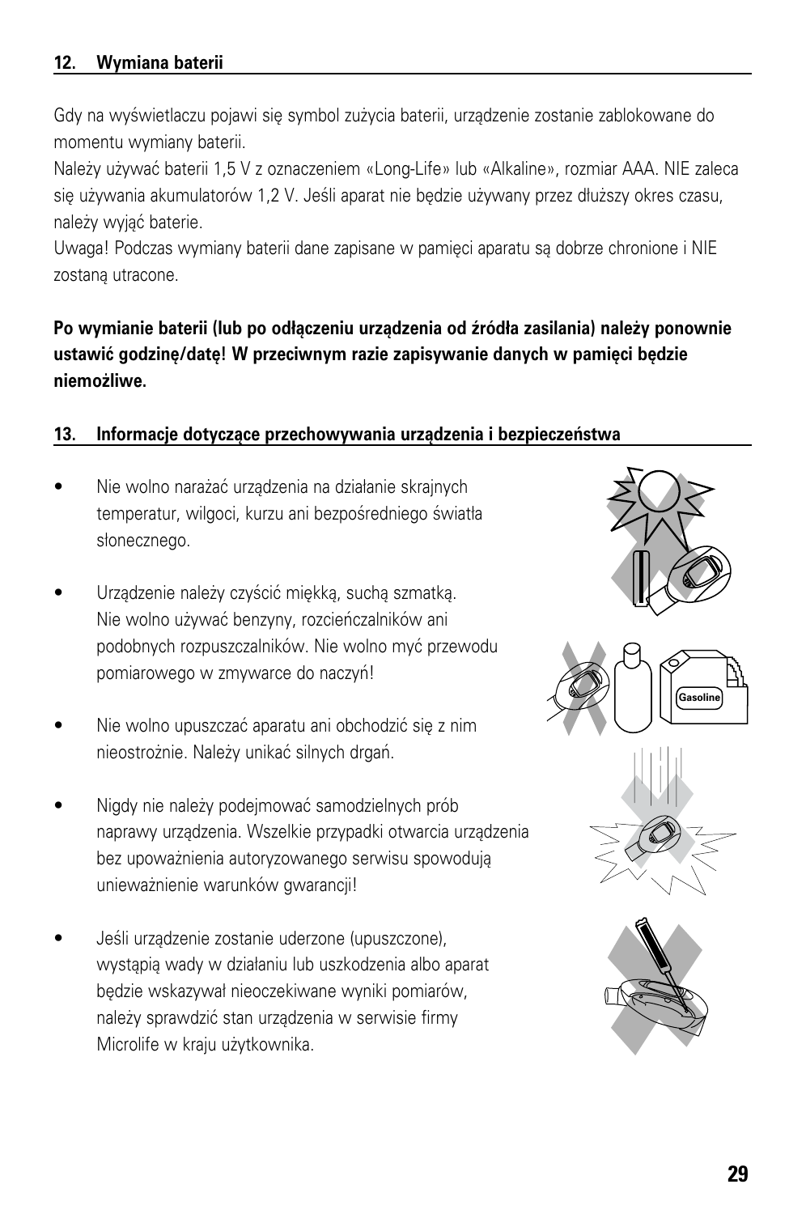## 12. Wymiana baterii

Gdy na wyświetlaczu pojawi się symbol zużycia baterii, urządzenie zostanie zablokowane do momentu wymiany baterii.

Należy używać baterii 1,5 V z oznaczeniem «Long-Life» lub «Alkaline», rozmiar AAA. NIE zaleca się używania akumulatorów 1,2 V. Jeśli aparat nie będzie używany przez dłuższy okres czasu, należy wyjąć baterie.

Uwaga! Podczas wymiany baterii dane zapisane w pamięci aparatu są dobrze chronione i NIE zostaną utracone.

**Po wymianie baterii (lub po odłączeniu urządzenia od źródła zasilania) należy ponownie ustawić godzinę/datę! W przeciwnym razie zapisywanie danych w pamięci będzie niemożliwe.**

## 13. Informacje dotyczące przechowywania urządzenia i bezpieczeństwa

- Nie wolno narażać urządzenia na działanie skrajnych temperatur, wilgoci, kurzu ani bezpośredniego światła słonecznego.
- Urządzenie należy czyścić miękką, suchą szmatką. Nie wolno używać benzyny, rozcieńczalników ani podobnych rozpuszczalników. Nie wolno myć przewodu pomiarowego w zmywarce do naczyń!
- Nie wolno upuszczać aparatu ani obchodzić się z nim nieostrożnie. Należy unikać silnych drgań.
- Nigdy nie należy podejmować samodzielnych prób naprawy urządzenia. Wszelkie przypadki otwarcia urządzenia bez upoważnienia autoryzowanego serwisu spowodują unieważnienie warunków gwarancji!
- Jeśli urządzenie zostanie uderzone (upuszczone), wystąpią wady w działaniu lub uszkodzenia albo aparat będzie wskazywał nieoczekiwane wyniki pomiarów, należy sprawdzić stan urządzenia w serwisie firmy Microlife w kraju użytkownika.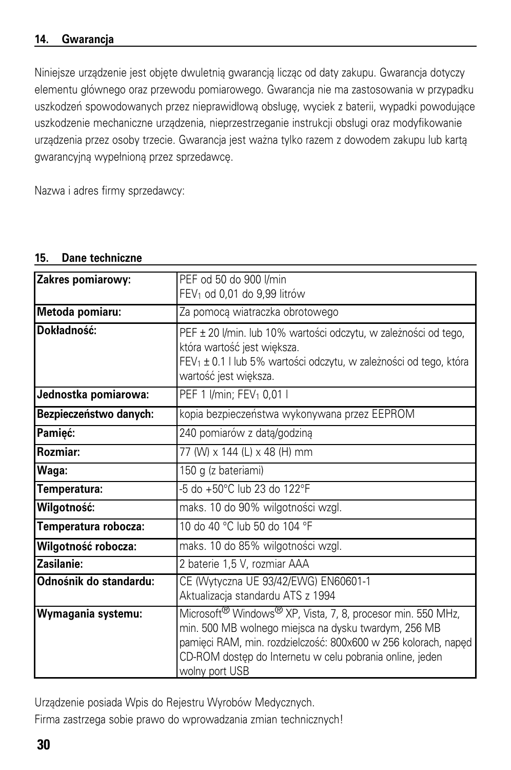## 14. Gwarancja

Niniejsze urządzenie jest objęte dwuletnią gwarancją licząc od daty zakupu. Gwarancja dotyczy elementu głównego oraz przewodu pomiarowego. Gwarancja nie ma zastosowania w przypadku uszkodzeń spowodowanych przez nieprawidłową obsługę, wyciek z baterii, wypadki powodujące uszkodzenie mechaniczne urządzenia, nieprzestrzeganie instrukcji obsługi oraz modyfikowanie urządzenia przez osoby trzecie. Gwarancja jest ważna tylko razem z dowodem zakupu lub kartą gwarancyjną wypełnioną przez sprzedawcę.

Nazwa i adres firmy sprzedawcy:

## 15. Dane techniczne

| | |
|---|---|
| **Zakres pomiarowy:** | PEF od 50 do 900 l/min<br>$FEV_1$ od 0,01 do 9,99 litrów |
| **Metoda pomiaru:** | Za pomocą wiatraczka obrotowego |
| **Dokładność:** | PEF ± 20 l/min. lub 10% wartości odczytu, w zależności od tego, która wartość jest większa.<br>$FEV_1$ ± 0.1 l lub 5% wartości odczytu, w zależności od tego, która wartość jest większa. |
| **Jednostka pomiarowa:** | PEF 1 l/min; $FEV_1$ 0,01 l |
| **Bezpieczeństwo danych:** | kopia bezpieczeństwa wykonywana przez EEPROM |
| **Pamięć:** | 240 pomiarów z datą/godziną |
| **Rozmiar:** | 77 (W) x 144 (L) x 48 (H) mm |
| **Waga:** | 150 g (z bateriami) |
| **Temperatura:** | -5 do +50°C lub 23 do 122°F |
| **Wilgotność:** | maks. 10 do 90% wilgotności wzgl. |
| **Temperatura robocza:** | 10 do 40 °C lub 50 do 104 °F |
| **Wilgotność robocza:** | maks. 10 do 85% wilgotności wzgl. |
| **Zasilanie:** | 2 baterie 1,5 V, rozmiar AAA |
| **Odnośnik do standardu:** | CE (Wytyczna UE 93/42/EWG) EN60601-1<br>Aktualizacja standardu ATS z 1994 |
| **Wymagania systemu:** | Microsoft® Windows® XP, Vista, 7, 8, procesor min. 550 MHz, min. 500 MB wolnego miejsca na dysku twardym, 256 MB pamięci RAM, min. rozdzielczość: 800x600 w 256 kolorach, napęd CD-ROM dostęp do Internetu w celu pobrania online, jeden wolny port USB |

Urządzenie posiada Wpis do Rejestru Wyrobów Medycznych.

Firma zastrzega sobie prawo do wprowadzania zmian technicznych!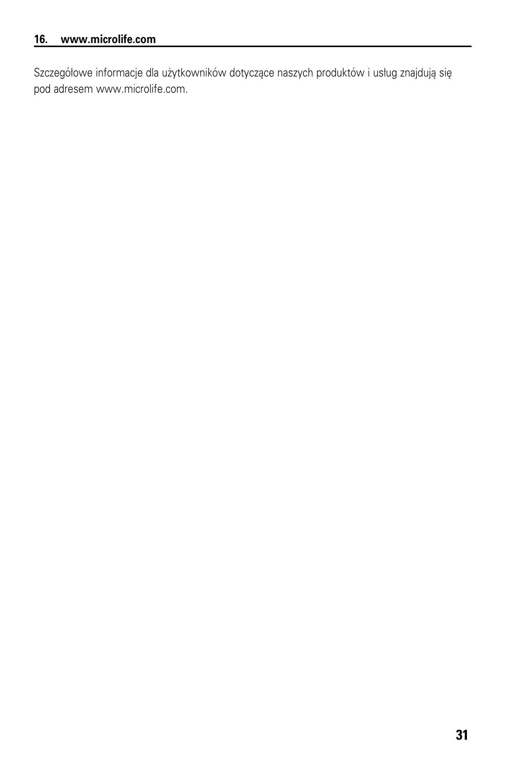## 16. www.microlife.com

Szczegółowe informacje dla użytkowników dotyczące naszych produktów i usług znajdują się pod adresem www.microlife.com.